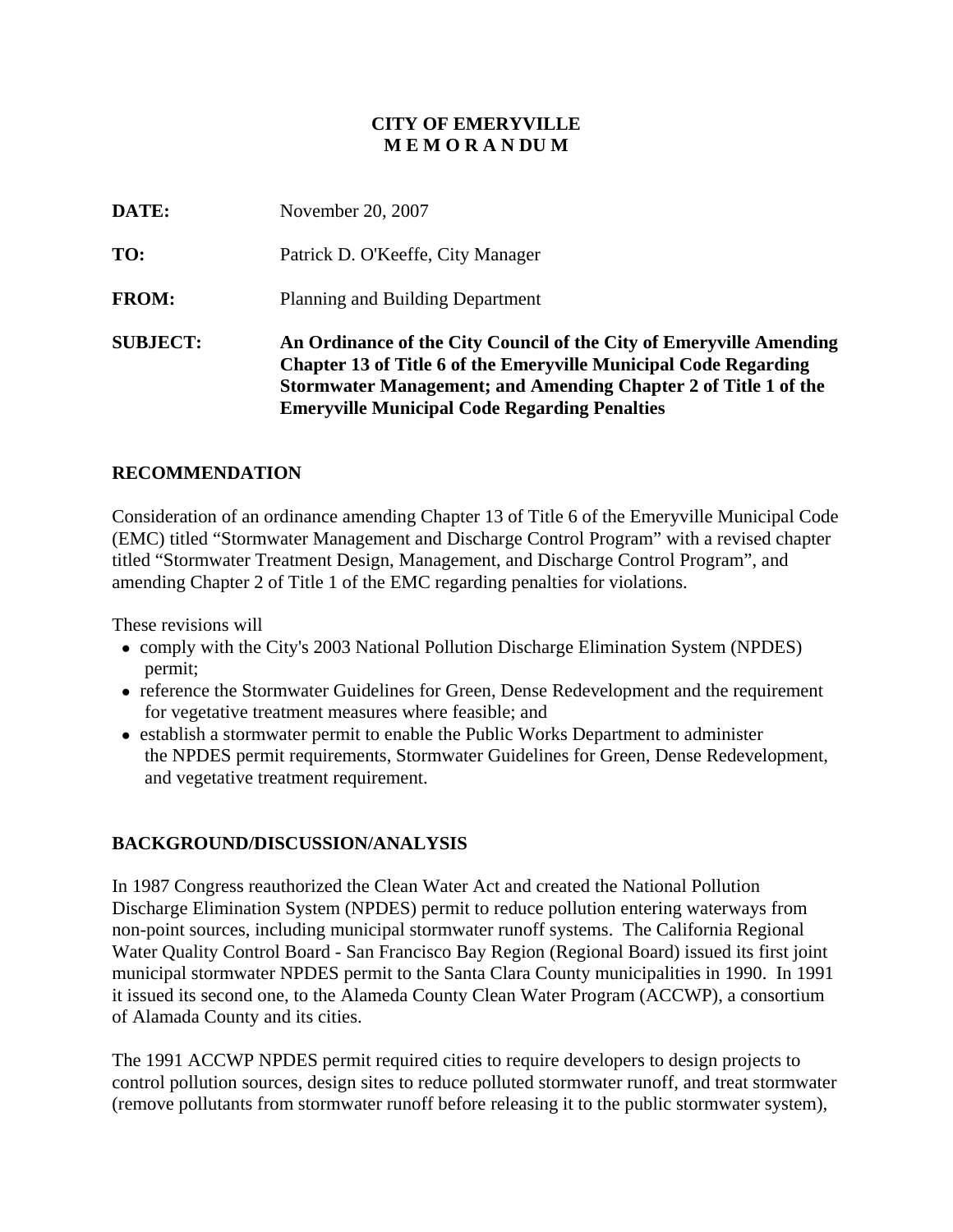**CITY OF EMERYVILLE**
**M E M O R A N DU M**

**DATE:** November 20, 2007

**TO:** Patrick D. O'Keeffe, City Manager

**FROM:** Planning and Building Department

**SUBJECT:** **An Ordinance of the City Council of the City of Emeryville Amending Chapter 13 of Title 6 of the Emeryville Municipal Code Regarding Stormwater Management; and Amending Chapter 2 of Title 1 of the Emeryville Municipal Code Regarding Penalties**

## RECOMMENDATION

Consideration of an ordinance amending Chapter 13 of Title 6 of the Emeryville Municipal Code (EMC) titled "Stormwater Management and Discharge Control Program" with a revised chapter titled "Stormwater Treatment Design, Management, and Discharge Control Program", and amending Chapter 2 of Title 1 of the EMC regarding penalties for violations.

These revisions will

- comply with the City's 2003 National Pollution Discharge Elimination System (NPDES) permit;
- reference the Stormwater Guidelines for Green, Dense Redevelopment and the requirement for vegetative treatment measures where feasible; and
- establish a stormwater permit to enable the Public Works Department to administer the NPDES permit requirements, Stormwater Guidelines for Green, Dense Redevelopment, and vegetative treatment requirement.

## BACKGROUND/DISCUSSION/ANALYSIS

In 1987 Congress reauthorized the Clean Water Act and created the National Pollution Discharge Elimination System (NPDES) permit to reduce pollution entering waterways from non-point sources, including municipal stormwater runoff systems. The California Regional Water Quality Control Board - San Francisco Bay Region (Regional Board) issued its first joint municipal stormwater NPDES permit to the Santa Clara County municipalities in 1990. In 1991 it issued its second one, to the Alameda County Clean Water Program (ACCWP), a consortium of Alamada County and its cities.

The 1991 ACCWP NPDES permit required cities to require developers to design projects to control pollution sources, design sites to reduce polluted stormwater runoff, and treat stormwater (remove pollutants from stormwater runoff before releasing it to the public stormwater system),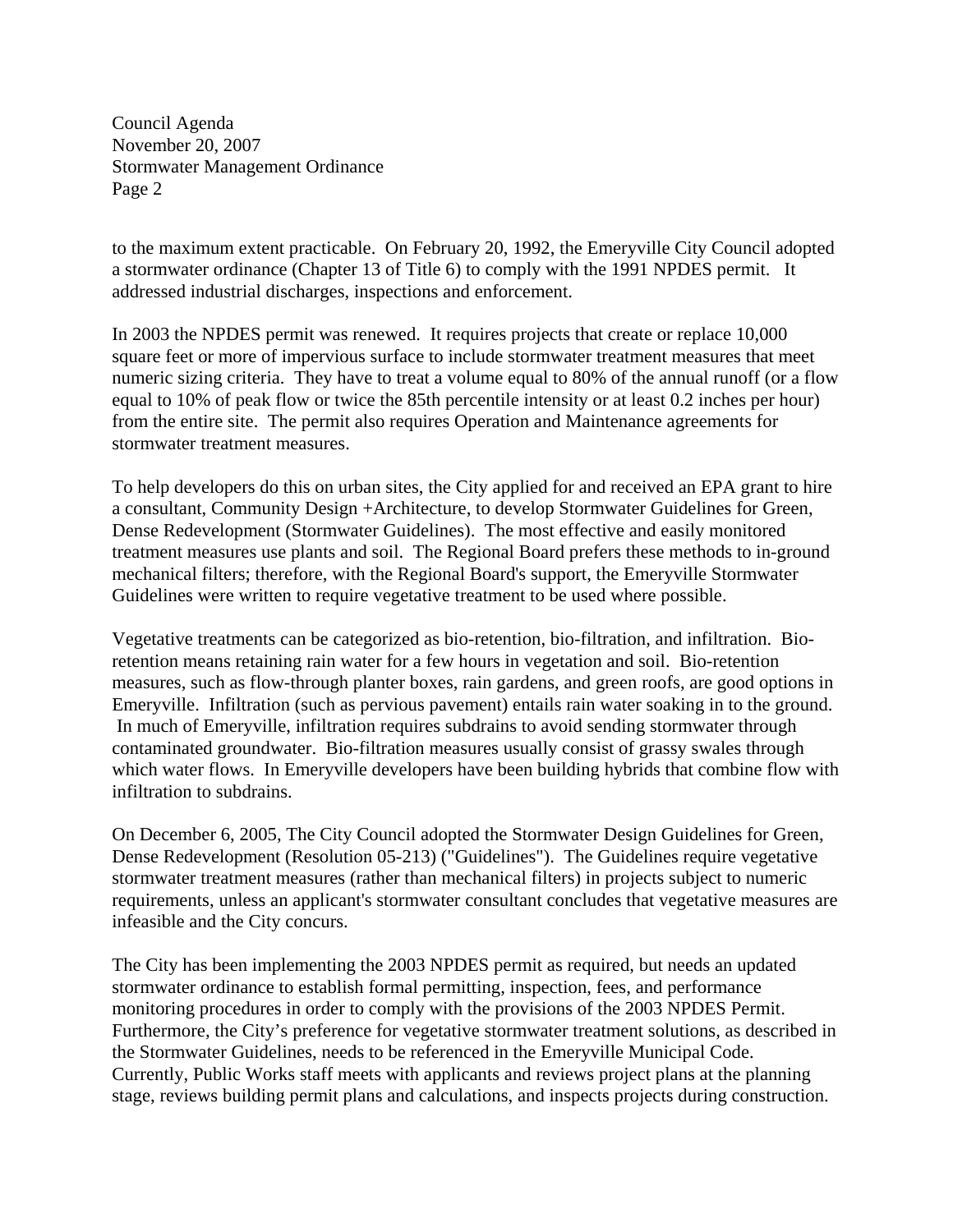to the maximum extent practicable. On February 20, 1992, the Emeryville City Council adopted a stormwater ordinance (Chapter 13 of Title 6) to comply with the 1991 NPDES permit. It addressed industrial discharges, inspections and enforcement.

In 2003 the NPDES permit was renewed. It requires projects that create or replace 10,000 square feet or more of impervious surface to include stormwater treatment measures that meet numeric sizing criteria. They have to treat a volume equal to 80% of the annual runoff (or a flow equal to 10% of peak flow or twice the 85th percentile intensity or at least 0.2 inches per hour) from the entire site. The permit also requires Operation and Maintenance agreements for stormwater treatment measures.

To help developers do this on urban sites, the City applied for and received an EPA grant to hire a consultant, Community Design +Architecture, to develop Stormwater Guidelines for Green, Dense Redevelopment (Stormwater Guidelines). The most effective and easily monitored treatment measures use plants and soil. The Regional Board prefers these methods to in-ground mechanical filters; therefore, with the Regional Board's support, the Emeryville Stormwater Guidelines were written to require vegetative treatment to be used where possible.

Vegetative treatments can be categorized as bio-retention, bio-filtration, and infiltration. Bio-retention means retaining rain water for a few hours in vegetation and soil. Bio-retention measures, such as flow-through planter boxes, rain gardens, and green roofs, are good options in Emeryville. Infiltration (such as pervious pavement) entails rain water soaking in to the ground. In much of Emeryville, infiltration requires subdrains to avoid sending stormwater through contaminated groundwater. Bio-filtration measures usually consist of grassy swales through which water flows. In Emeryville developers have been building hybrids that combine flow with infiltration to subdrains.

On December 6, 2005, The City Council adopted the Stormwater Design Guidelines for Green, Dense Redevelopment (Resolution 05-213) ("Guidelines"). The Guidelines require vegetative stormwater treatment measures (rather than mechanical filters) in projects subject to numeric requirements, unless an applicant's stormwater consultant concludes that vegetative measures are infeasible and the City concurs.

The City has been implementing the 2003 NPDES permit as required, but needs an updated stormwater ordinance to establish formal permitting, inspection, fees, and performance monitoring procedures in order to comply with the provisions of the 2003 NPDES Permit. Furthermore, the City's preference for vegetative stormwater treatment solutions, as described in the Stormwater Guidelines, needs to be referenced in the Emeryville Municipal Code. Currently, Public Works staff meets with applicants and reviews project plans at the planning stage, reviews building permit plans and calculations, and inspects projects during construction.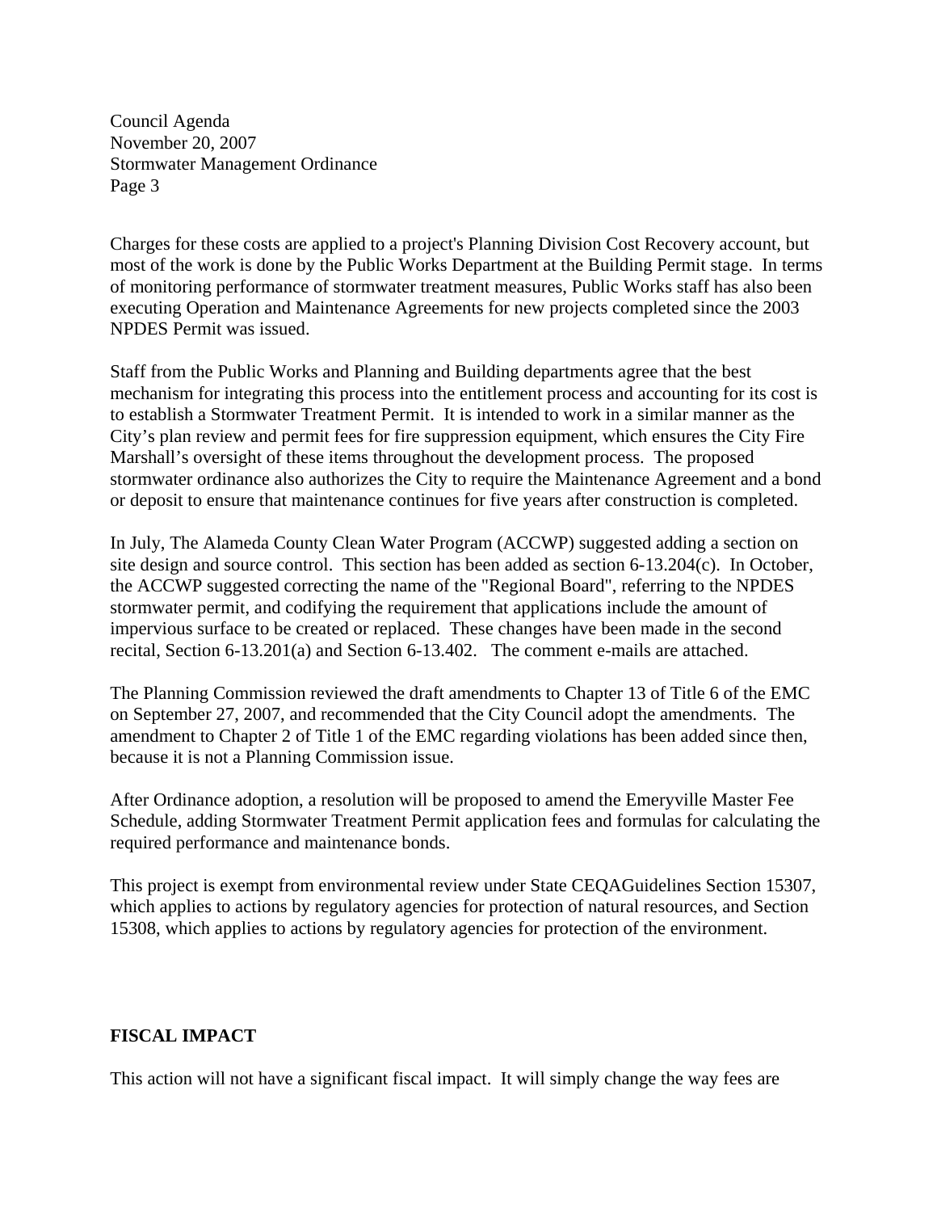Charges for these costs are applied to a project's Planning Division Cost Recovery account, but most of the work is done by the Public Works Department at the Building Permit stage. In terms of monitoring performance of stormwater treatment measures, Public Works staff has also been executing Operation and Maintenance Agreements for new projects completed since the 2003 NPDES Permit was issued.

Staff from the Public Works and Planning and Building departments agree that the best mechanism for integrating this process into the entitlement process and accounting for its cost is to establish a Stormwater Treatment Permit. It is intended to work in a similar manner as the City's plan review and permit fees for fire suppression equipment, which ensures the City Fire Marshall's oversight of these items throughout the development process. The proposed stormwater ordinance also authorizes the City to require the Maintenance Agreement and a bond or deposit to ensure that maintenance continues for five years after construction is completed.

In July, The Alameda County Clean Water Program (ACCWP) suggested adding a section on site design and source control. This section has been added as section 6-13.204(c). In October, the ACCWP suggested correcting the name of the "Regional Board", referring to the NPDES stormwater permit, and codifying the requirement that applications include the amount of impervious surface to be created or replaced. These changes have been made in the second recital, Section 6-13.201(a) and Section 6-13.402. The comment e-mails are attached.

The Planning Commission reviewed the draft amendments to Chapter 13 of Title 6 of the EMC on September 27, 2007, and recommended that the City Council adopt the amendments. The amendment to Chapter 2 of Title 1 of the EMC regarding violations has been added since then, because it is not a Planning Commission issue.

After Ordinance adoption, a resolution will be proposed to amend the Emeryville Master Fee Schedule, adding Stormwater Treatment Permit application fees and formulas for calculating the required performance and maintenance bonds.

This project is exempt from environmental review under State CEQAGuidelines Section 15307, which applies to actions by regulatory agencies for protection of natural resources, and Section 15308, which applies to actions by regulatory agencies for protection of the environment.

**FISCAL IMPACT**

This action will not have a significant fiscal impact. It will simply change the way fees are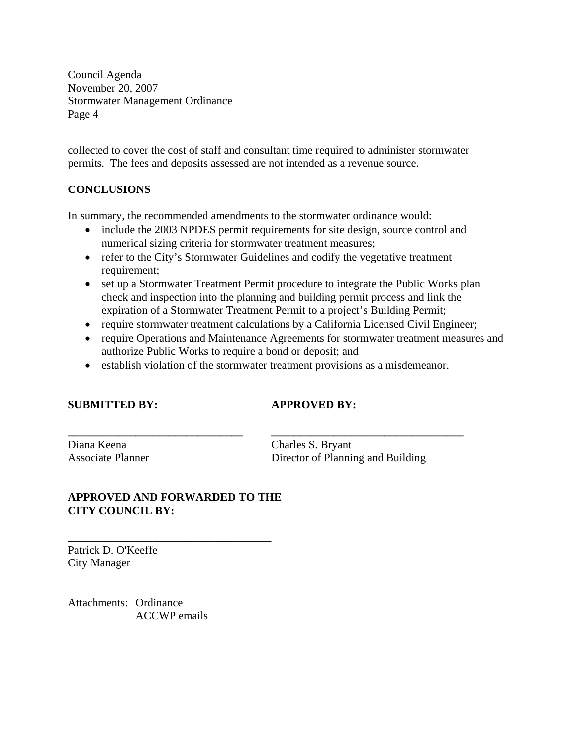collected to cover the cost of staff and consultant time required to administer stormwater permits. The fees and deposits assessed are not intended as a revenue source.

## CONCLUSIONS

In summary, the recommended amendments to the stormwater ordinance would:

- include the 2003 NPDES permit requirements for site design, source control and numerical sizing criteria for stormwater treatment measures;
- refer to the City's Stormwater Guidelines and codify the vegetative treatment requirement;
- set up a Stormwater Treatment Permit procedure to integrate the Public Works plan check and inspection into the planning and building permit process and link the expiration of a Stormwater Treatment Permit to a project's Building Permit;
- require stormwater treatment calculations by a California Licensed Civil Engineer;
- require Operations and Maintenance Agreements for stormwater treatment measures and authorize Public Works to require a bond or deposit; and
- establish violation of the stormwater treatment provisions as a misdemeanor.

| **SUBMITTED BY:** | **APPROVED BY:** |
|---|---|
| Diana Keena | Charles S. Bryant |
| Associate Planner | Director of Planning and Building |

**APPROVED AND FORWARDED TO THE CITY COUNCIL BY:**

Patrick D. O'Keeffe
City Manager

Attachments: Ordinance
ACCWP emails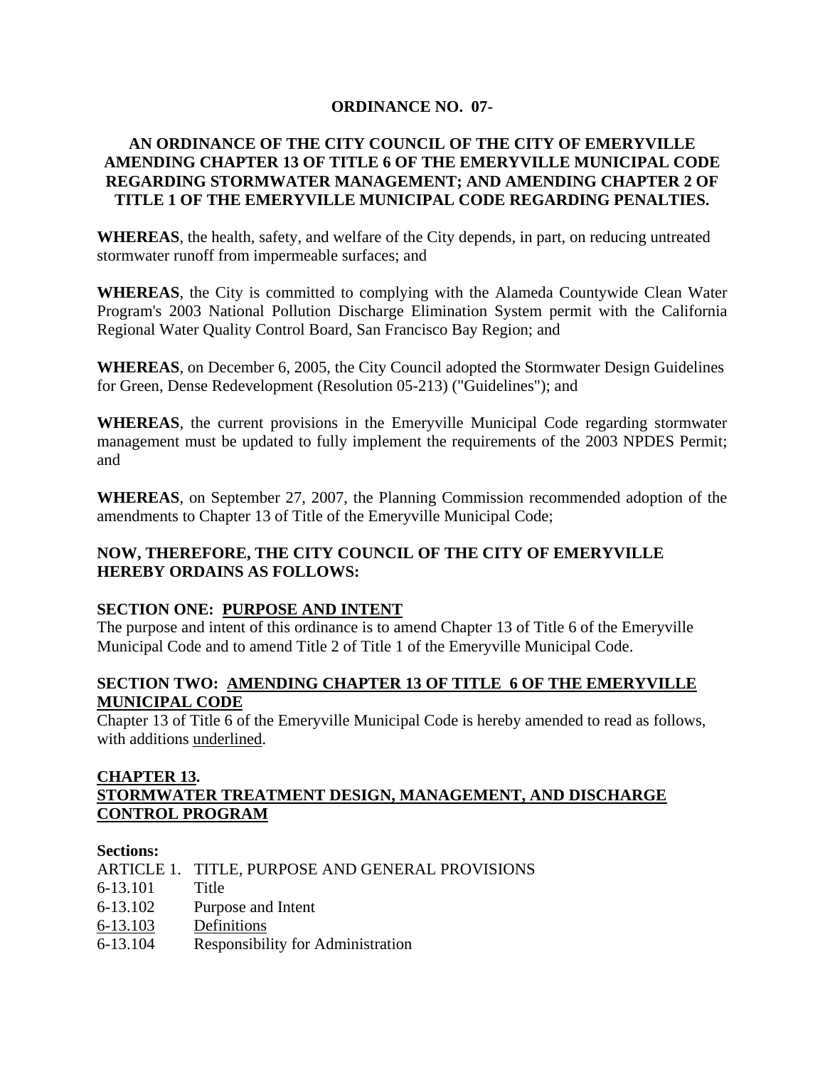**ORDINANCE NO. 07-**

**AN ORDINANCE OF THE CITY COUNCIL OF THE CITY OF EMERYVILLE AMENDING CHAPTER 13 OF TITLE 6 OF THE EMERYVILLE MUNICIPAL CODE REGARDING STORMWATER MANAGEMENT; AND AMENDING CHAPTER 2 OF TITLE 1 OF THE EMERYVILLE MUNICIPAL CODE REGARDING PENALTIES.**

**WHEREAS**, the health, safety, and welfare of the City depends, in part, on reducing untreated stormwater runoff from impermeable surfaces; and

**WHEREAS**, the City is committed to complying with the Alameda Countywide Clean Water Program's 2003 National Pollution Discharge Elimination System permit with the California Regional Water Quality Control Board, San Francisco Bay Region; and

**WHEREAS**, on December 6, 2005, the City Council adopted the Stormwater Design Guidelines for Green, Dense Redevelopment (Resolution 05-213) ("Guidelines"); and

**WHEREAS**, the current provisions in the Emeryville Municipal Code regarding stormwater management must be updated to fully implement the requirements of the 2003 NPDES Permit; and

**WHEREAS**, on September 27, 2007, the Planning Commission recommended adoption of the amendments to Chapter 13 of Title of the Emeryville Municipal Code;

**NOW, THEREFORE, THE CITY COUNCIL OF THE CITY OF EMERYVILLE HEREBY ORDAINS AS FOLLOWS:**

**SECTION ONE: PURPOSE AND INTENT**

The purpose and intent of this ordinance is to amend Chapter 13 of Title 6 of the Emeryville Municipal Code and to amend Title 2 of Title 1 of the Emeryville Municipal Code.

**SECTION TWO: AMENDING CHAPTER 13 OF TITLE 6 OF THE EMERYVILLE MUNICIPAL CODE**

Chapter 13 of Title 6 of the Emeryville Municipal Code is hereby amended to read as follows, with additions underlined.

**CHAPTER 13.**
**STORMWATER TREATMENT DESIGN, MANAGEMENT, AND DISCHARGE CONTROL PROGRAM**

**Sections:**

ARTICLE 1. TITLE, PURPOSE AND GENERAL PROVISIONS
6-13.101 Title
6-13.102 Purpose and Intent
6-13.103 Definitions
6-13.104 Responsibility for Administration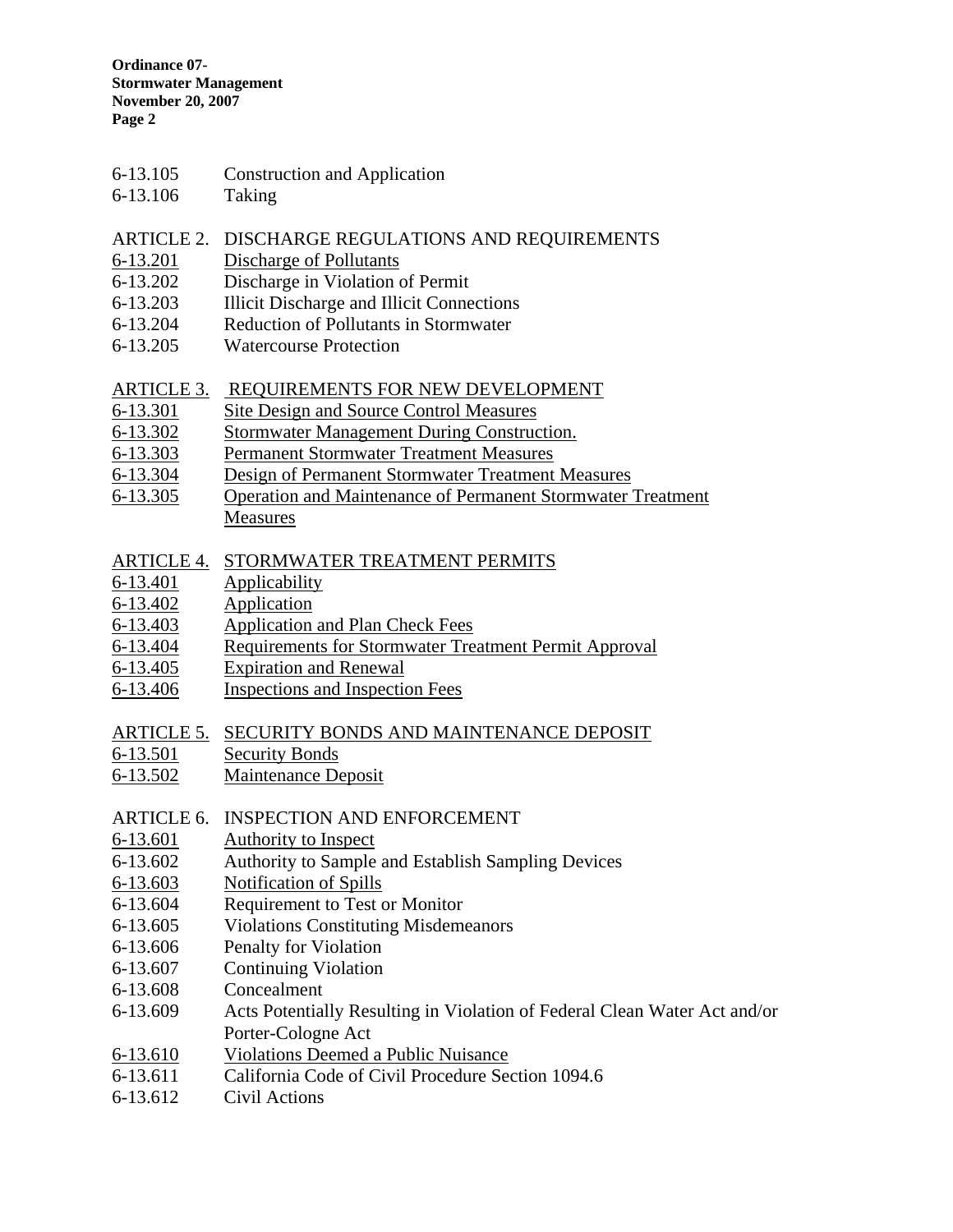6-13.105 Construction and Application
6-13.106 Taking

ARTICLE 2. DISCHARGE REGULATIONS AND REQUIREMENTS
6-13.201 Discharge of Pollutants
6-13.202 Discharge in Violation of Permit
6-13.203 Illicit Discharge and Illicit Connections
6-13.204 Reduction of Pollutants in Stormwater
6-13.205 Watercourse Protection

ARTICLE 3. REQUIREMENTS FOR NEW DEVELOPMENT
6-13.301 Site Design and Source Control Measures
6-13.302 Stormwater Management During Construction.
6-13.303 Permanent Stormwater Treatment Measures
6-13.304 Design of Permanent Stormwater Treatment Measures
6-13.305 Operation and Maintenance of Permanent Stormwater Treatment Measures

ARTICLE 4. STORMWATER TREATMENT PERMITS
6-13.401 Applicability
6-13.402 Application
6-13.403 Application and Plan Check Fees
6-13.404 Requirements for Stormwater Treatment Permit Approval
6-13.405 Expiration and Renewal
6-13.406 Inspections and Inspection Fees

ARTICLE 5. SECURITY BONDS AND MAINTENANCE DEPOSIT
6-13.501 Security Bonds
6-13.502 Maintenance Deposit

ARTICLE 6. INSPECTION AND ENFORCEMENT
6-13.601 Authority to Inspect
6-13.602 Authority to Sample and Establish Sampling Devices
6-13.603 Notification of Spills
6-13.604 Requirement to Test or Monitor
6-13.605 Violations Constituting Misdemeanors
6-13.606 Penalty for Violation
6-13.607 Continuing Violation
6-13.608 Concealment
6-13.609 Acts Potentially Resulting in Violation of Federal Clean Water Act and/or Porter-Cologne Act
6-13.610 Violations Deemed a Public Nuisance
6-13.611 California Code of Civil Procedure Section 1094.6
6-13.612 Civil Actions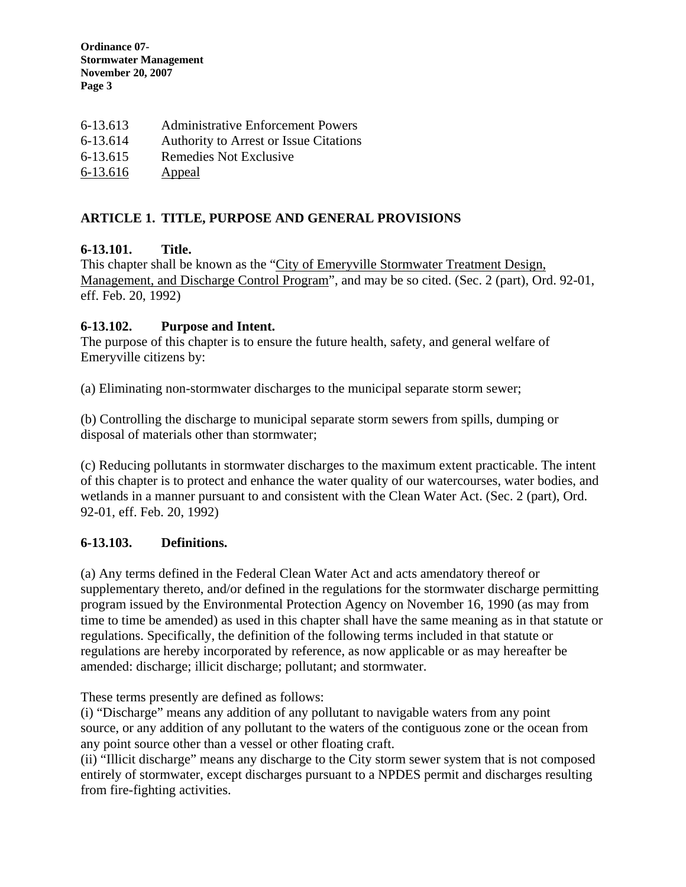6-13.613 Administrative Enforcement Powers
6-13.614 Authority to Arrest or Issue Citations
6-13.615 Remedies Not Exclusive
<u>6-13.616</u> <u>Appeal</u>

## ARTICLE 1. TITLE, PURPOSE AND GENERAL PROVISIONS

### 6-13.101. Title.

This chapter shall be known as the "<u>City of Emeryville Stormwater Treatment Design, Management, and Discharge Control Program</u>", and may be so cited. (Sec. 2 (part), Ord. 92-01, eff. Feb. 20, 1992)

### 6-13.102. Purpose and Intent.

The purpose of this chapter is to ensure the future health, safety, and general welfare of Emeryville citizens by:

(a) Eliminating non-stormwater discharges to the municipal separate storm sewer;

(b) Controlling the discharge to municipal separate storm sewers from spills, dumping or disposal of materials other than stormwater;

(c) Reducing pollutants in stormwater discharges to the maximum extent practicable. The intent of this chapter is to protect and enhance the water quality of our watercourses, water bodies, and wetlands in a manner pursuant to and consistent with the Clean Water Act. (Sec. 2 (part), Ord. 92-01, eff. Feb. 20, 1992)

### 6-13.103. Definitions.

(a) Any terms defined in the Federal Clean Water Act and acts amendatory thereof or supplementary thereto, and/or defined in the regulations for the stormwater discharge permitting program issued by the Environmental Protection Agency on November 16, 1990 (as may from time to time be amended) as used in this chapter shall have the same meaning as in that statute or regulations. Specifically, the definition of the following terms included in that statute or regulations are hereby incorporated by reference, as now applicable or as may hereafter be amended: discharge; illicit discharge; pollutant; and stormwater.

These terms presently are defined as follows:

(i) "Discharge" means any addition of any pollutant to navigable waters from any point source, or any addition of any pollutant to the waters of the contiguous zone or the ocean from any point source other than a vessel or other floating craft.

(ii) "Illicit discharge" means any discharge to the City storm sewer system that is not composed entirely of stormwater, except discharges pursuant to a NPDES permit and discharges resulting from fire-fighting activities.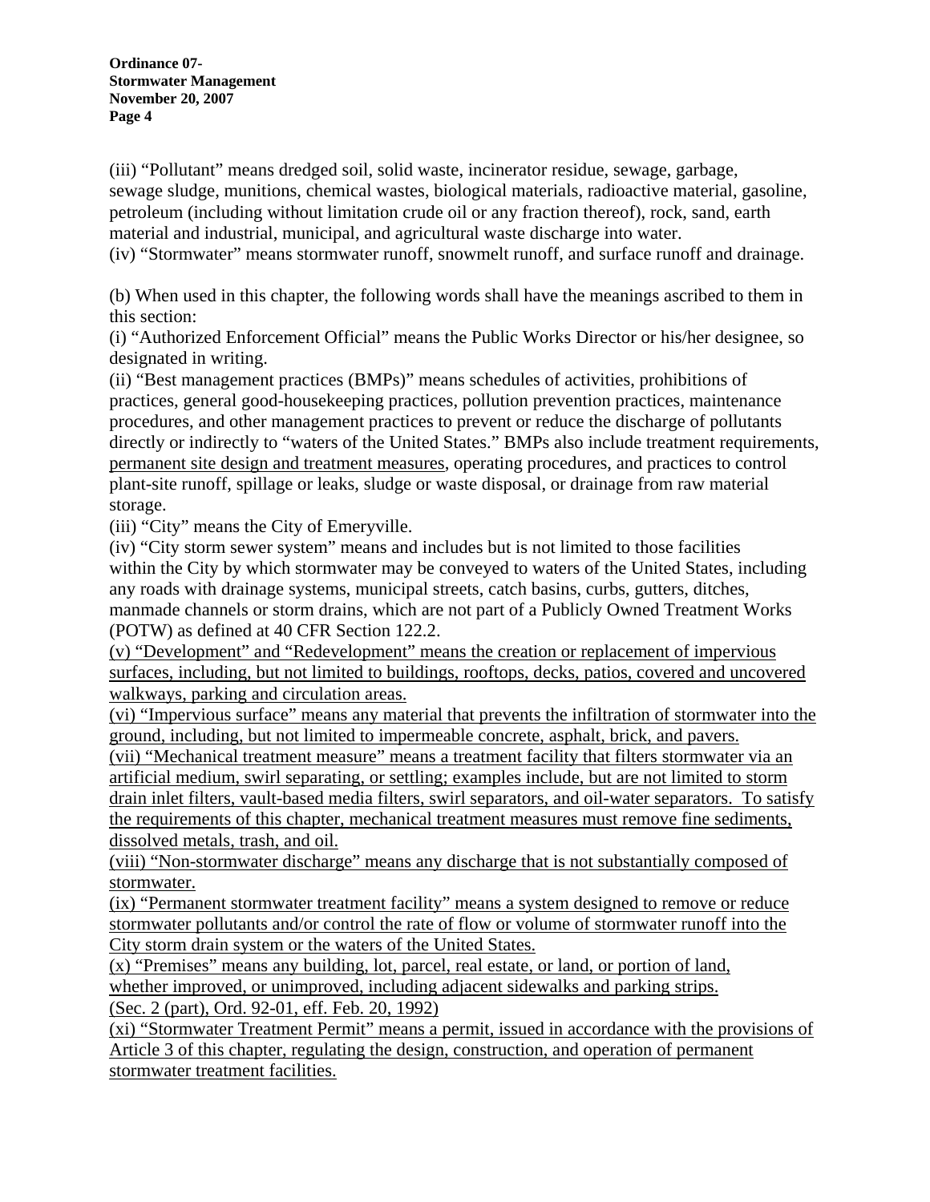(iii) "Pollutant" means dredged soil, solid waste, incinerator residue, sewage, garbage, sewage sludge, munitions, chemical wastes, biological materials, radioactive material, gasoline, petroleum (including without limitation crude oil or any fraction thereof), rock, sand, earth material and industrial, municipal, and agricultural waste discharge into water.

(iv) "Stormwater" means stormwater runoff, snowmelt runoff, and surface runoff and drainage.

(b) When used in this chapter, the following words shall have the meanings ascribed to them in this section:

(i) "Authorized Enforcement Official" means the Public Works Director or his/her designee, so designated in writing.

(ii) "Best management practices (BMPs)" means schedules of activities, prohibitions of practices, general good-housekeeping practices, pollution prevention practices, maintenance procedures, and other management practices to prevent or reduce the discharge of pollutants directly or indirectly to "waters of the United States." BMPs also include treatment requirements, <u>permanent site design and treatment measures</u>, operating procedures, and practices to control plant-site runoff, spillage or leaks, sludge or waste disposal, or drainage from raw material storage.

(iii) "City" means the City of Emeryville.

(iv) "City storm sewer system" means and includes but is not limited to those facilities within the City by which stormwater may be conveyed to waters of the United States, including any roads with drainage systems, municipal streets, catch basins, curbs, gutters, ditches, manmade channels or storm drains, which are not part of a Publicly Owned Treatment Works (POTW) as defined at 40 CFR Section 122.2.

<u>(v) "Development" and "Redevelopment" means the creation or replacement of impervious surfaces, including, but not limited to buildings, rooftops, decks, patios, covered and uncovered walkways, parking and circulation areas.</u>

<u>(vi) "Impervious surface" means any material that prevents the infiltration of stormwater into the ground, including, but not limited to impermeable concrete, asphalt, brick, and pavers.</u>

<u>(vii) "Mechanical treatment measure" means a treatment facility that filters stormwater via an artificial medium, swirl separating, or settling; examples include, but are not limited to storm drain inlet filters, vault-based media filters, swirl separators, and oil-water separators. To satisfy the requirements of this chapter, mechanical treatment measures must remove fine sediments, dissolved metals, trash, and oil.</u>

<u>(viii) "Non-stormwater discharge" means any discharge that is not substantially composed of stormwater.</u>

<u>(ix) "Permanent stormwater treatment facility" means a system designed to remove or reduce stormwater pollutants and/or control the rate of flow or volume of stormwater runoff into the City storm drain system or the waters of the United States.</u>

<u>(x) "Premises" means any building, lot, parcel, real estate, or land, or portion of land, whether improved, or unimproved, including adjacent sidewalks and parking strips.</u>

<u>(Sec. 2 (part), Ord. 92-01, eff. Feb. 20, 1992)</u>

<u>(xi) "Stormwater Treatment Permit" means a permit, issued in accordance with the provisions of Article 3 of this chapter, regulating the design, construction, and operation of permanent stormwater treatment facilities.</u>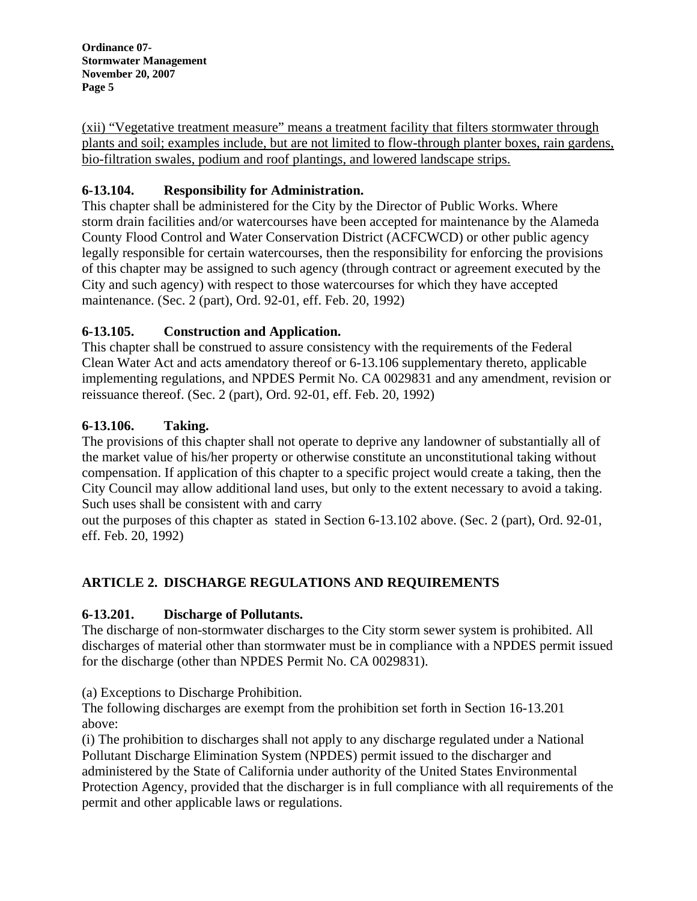(xii) "Vegetative treatment measure" means a treatment facility that filters stormwater through plants and soil; examples include, but are not limited to flow-through planter boxes, rain gardens, bio-filtration swales, podium and roof plantings, and lowered landscape strips.

**6-13.104. Responsibility for Administration.**

This chapter shall be administered for the City by the Director of Public Works. Where storm drain facilities and/or watercourses have been accepted for maintenance by the Alameda County Flood Control and Water Conservation District (ACFCWCD) or other public agency legally responsible for certain watercourses, then the responsibility for enforcing the provisions of this chapter may be assigned to such agency (through contract or agreement executed by the City and such agency) with respect to those watercourses for which they have accepted maintenance. (Sec. 2 (part), Ord. 92-01, eff. Feb. 20, 1992)

**6-13.105. Construction and Application.**

This chapter shall be construed to assure consistency with the requirements of the Federal Clean Water Act and acts amendatory thereof or 6-13.106 supplementary thereto, applicable implementing regulations, and NPDES Permit No. CA 0029831 and any amendment, revision or reissuance thereof. (Sec. 2 (part), Ord. 92-01, eff. Feb. 20, 1992)

**6-13.106. Taking.**

The provisions of this chapter shall not operate to deprive any landowner of substantially all of the market value of his/her property or otherwise constitute an unconstitutional taking without compensation. If application of this chapter to a specific project would create a taking, then the City Council may allow additional land uses, but only to the extent necessary to avoid a taking. Such uses shall be consistent with and carry out the purposes of this chapter as stated in Section 6-13.102 above. (Sec. 2 (part), Ord. 92-01, eff. Feb. 20, 1992)

## ARTICLE 2. DISCHARGE REGULATIONS AND REQUIREMENTS

**6-13.201. Discharge of Pollutants.**

The discharge of non-stormwater discharges to the City storm sewer system is prohibited. All discharges of material other than stormwater must be in compliance with a NPDES permit issued for the discharge (other than NPDES Permit No. CA 0029831).

(a) Exceptions to Discharge Prohibition.

The following discharges are exempt from the prohibition set forth in Section 16-13.201 above:

(i) The prohibition to discharges shall not apply to any discharge regulated under a National Pollutant Discharge Elimination System (NPDES) permit issued to the discharger and administered by the State of California under authority of the United States Environmental Protection Agency, provided that the discharger is in full compliance with all requirements of the permit and other applicable laws or regulations.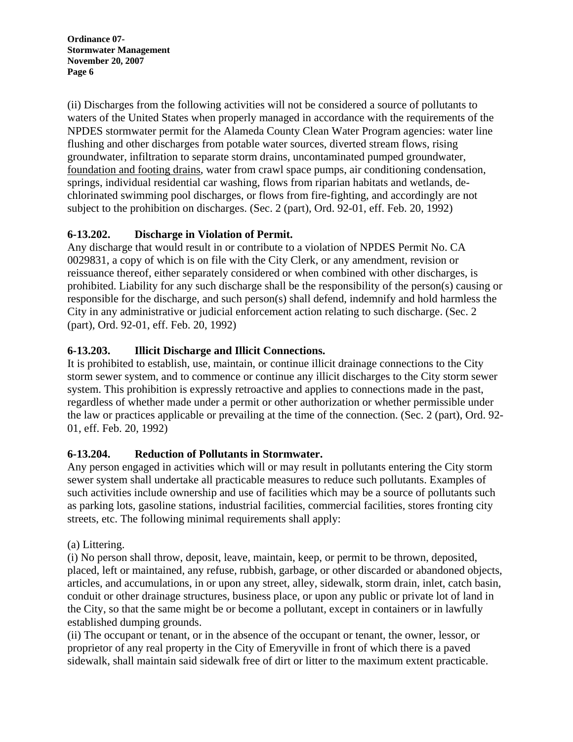(ii) Discharges from the following activities will not be considered a source of pollutants to waters of the United States when properly managed in accordance with the requirements of the NPDES stormwater permit for the Alameda County Clean Water Program agencies: water line flushing and other discharges from potable water sources, diverted stream flows, rising groundwater, infiltration to separate storm drains, uncontaminated pumped groundwater, <u>foundation and footing drains</u>, water from crawl space pumps, air conditioning condensation, springs, individual residential car washing, flows from riparian habitats and wetlands, de-chlorinated swimming pool discharges, or flows from fire-fighting, and accordingly are not subject to the prohibition on discharges. (Sec. 2 (part), Ord. 92-01, eff. Feb. 20, 1992)

**6-13.202. Discharge in Violation of Permit.**
Any discharge that would result in or contribute to a violation of NPDES Permit No. CA 0029831, a copy of which is on file with the City Clerk, or any amendment, revision or reissuance thereof, either separately considered or when combined with other discharges, is prohibited. Liability for any such discharge shall be the responsibility of the person(s) causing or responsible for the discharge, and such person(s) shall defend, indemnify and hold harmless the City in any administrative or judicial enforcement action relating to such discharge. (Sec. 2 (part), Ord. 92-01, eff. Feb. 20, 1992)

**6-13.203. Illicit Discharge and Illicit Connections.**
It is prohibited to establish, use, maintain, or continue illicit drainage connections to the City storm sewer system, and to commence or continue any illicit discharges to the City storm sewer system. This prohibition is expressly retroactive and applies to connections made in the past, regardless of whether made under a permit or other authorization or whether permissible under the law or practices applicable or prevailing at the time of the connection. (Sec. 2 (part), Ord. 92-01, eff. Feb. 20, 1992)

**6-13.204. Reduction of Pollutants in Stormwater.**
Any person engaged in activities which will or may result in pollutants entering the City storm sewer system shall undertake all practicable measures to reduce such pollutants. Examples of such activities include ownership and use of facilities which may be a source of pollutants such as parking lots, gasoline stations, industrial facilities, commercial facilities, stores fronting city streets, etc. The following minimal requirements shall apply:

(a) Littering.
(i) No person shall throw, deposit, leave, maintain, keep, or permit to be thrown, deposited, placed, left or maintained, any refuse, rubbish, garbage, or other discarded or abandoned objects, articles, and accumulations, in or upon any street, alley, sidewalk, storm drain, inlet, catch basin, conduit or other drainage structures, business place, or upon any public or private lot of land in the City, so that the same might be or become a pollutant, except in containers or in lawfully established dumping grounds.
(ii) The occupant or tenant, or in the absence of the occupant or tenant, the owner, lessor, or proprietor of any real property in the City of Emeryville in front of which there is a paved sidewalk, shall maintain said sidewalk free of dirt or litter to the maximum extent practicable.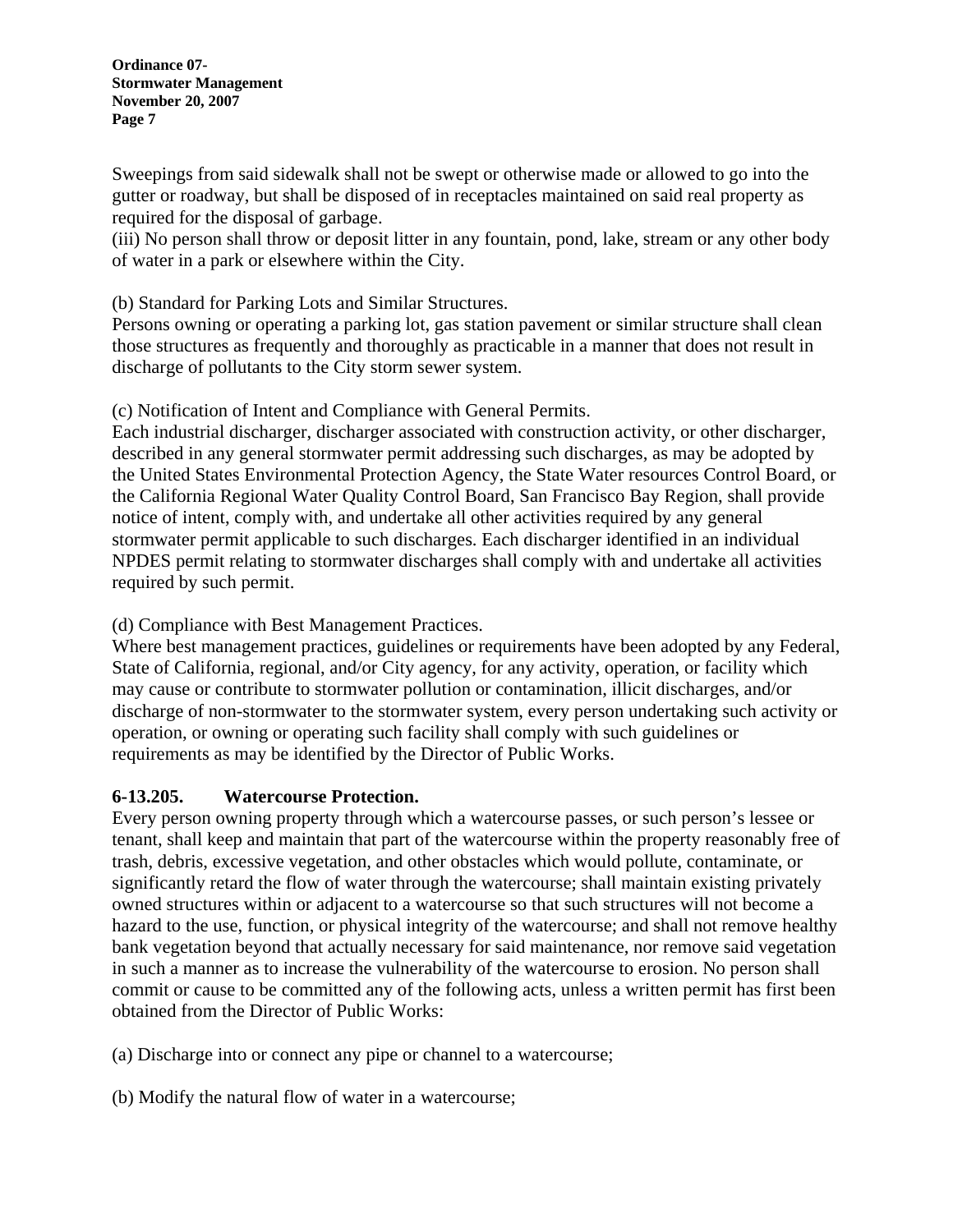Sweepings from said sidewalk shall not be swept or otherwise made or allowed to go into the gutter or roadway, but shall be disposed of in receptacles maintained on said real property as required for the disposal of garbage.
(iii) No person shall throw or deposit litter in any fountain, pond, lake, stream or any other body of water in a park or elsewhere within the City.

(b) Standard for Parking Lots and Similar Structures.
Persons owning or operating a parking lot, gas station pavement or similar structure shall clean those structures as frequently and thoroughly as practicable in a manner that does not result in discharge of pollutants to the City storm sewer system.

(c) Notification of Intent and Compliance with General Permits.
Each industrial discharger, discharger associated with construction activity, or other discharger, described in any general stormwater permit addressing such discharges, as may be adopted by the United States Environmental Protection Agency, the State Water resources Control Board, or the California Regional Water Quality Control Board, San Francisco Bay Region, shall provide notice of intent, comply with, and undertake all other activities required by any general stormwater permit applicable to such discharges. Each discharger identified in an individual NPDES permit relating to stormwater discharges shall comply with and undertake all activities required by such permit.

(d) Compliance with Best Management Practices.
Where best management practices, guidelines or requirements have been adopted by any Federal, State of California, regional, and/or City agency, for any activity, operation, or facility which may cause or contribute to stormwater pollution or contamination, illicit discharges, and/or discharge of non-stormwater to the stormwater system, every person undertaking such activity or operation, or owning or operating such facility shall comply with such guidelines or requirements as may be identified by the Director of Public Works.

### 6-13.205. Watercourse Protection.

Every person owning property through which a watercourse passes, or such person's lessee or tenant, shall keep and maintain that part of the watercourse within the property reasonably free of trash, debris, excessive vegetation, and other obstacles which would pollute, contaminate, or significantly retard the flow of water through the watercourse; shall maintain existing privately owned structures within or adjacent to a watercourse so that such structures will not become a hazard to the use, function, or physical integrity of the watercourse; and shall not remove healthy bank vegetation beyond that actually necessary for said maintenance, nor remove said vegetation in such a manner as to increase the vulnerability of the watercourse to erosion. No person shall commit or cause to be committed any of the following acts, unless a written permit has first been obtained from the Director of Public Works:

(a) Discharge into or connect any pipe or channel to a watercourse;

(b) Modify the natural flow of water in a watercourse;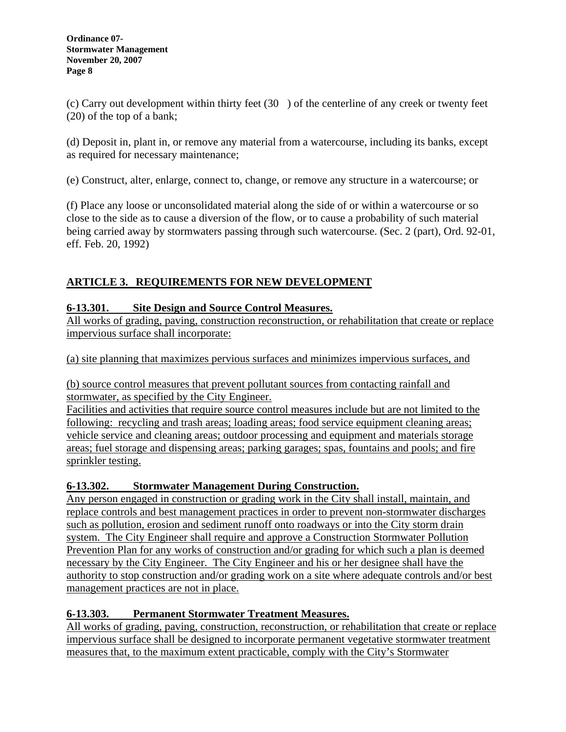(c) Carry out development within thirty feet (30 ) of the centerline of any creek or twenty feet (20) of the top of a bank;

(d) Deposit in, plant in, or remove any material from a watercourse, including its banks, except as required for necessary maintenance;

(e) Construct, alter, enlarge, connect to, change, or remove any structure in a watercourse; or

(f) Place any loose or unconsolidated material along the side of or within a watercourse or so close to the side as to cause a diversion of the flow, or to cause a probability of such material being carried away by stormwaters passing through such watercourse. (Sec. 2 (part), Ord. 92-01, eff. Feb. 20, 1992)

## ARTICLE 3. REQUIREMENTS FOR NEW DEVELOPMENT

### 6-13.301. Site Design and Source Control Measures.

All works of grading, paving, construction reconstruction, or rehabilitation that create or replace impervious surface shall incorporate:

(a) site planning that maximizes pervious surfaces and minimizes impervious surfaces, and

(b) source control measures that prevent pollutant sources from contacting rainfall and stormwater, as specified by the City Engineer.
Facilities and activities that require source control measures include but are not limited to the following: recycling and trash areas; loading areas; food service equipment cleaning areas; vehicle service and cleaning areas; outdoor processing and equipment and materials storage areas; fuel storage and dispensing areas; parking garages; spas, fountains and pools; and fire sprinkler testing.

### 6-13.302. Stormwater Management During Construction.

Any person engaged in construction or grading work in the City shall install, maintain, and replace controls and best management practices in order to prevent non-stormwater discharges such as pollution, erosion and sediment runoff onto roadways or into the City storm drain system. The City Engineer shall require and approve a Construction Stormwater Pollution Prevention Plan for any works of construction and/or grading for which such a plan is deemed necessary by the City Engineer. The City Engineer and his or her designee shall have the authority to stop construction and/or grading work on a site where adequate controls and/or best management practices are not in place.

### 6-13.303. Permanent Stormwater Treatment Measures.

All works of grading, paving, construction, reconstruction, or rehabilitation that create or replace impervious surface shall be designed to incorporate permanent vegetative stormwater treatment measures that, to the maximum extent practicable, comply with the City's Stormwater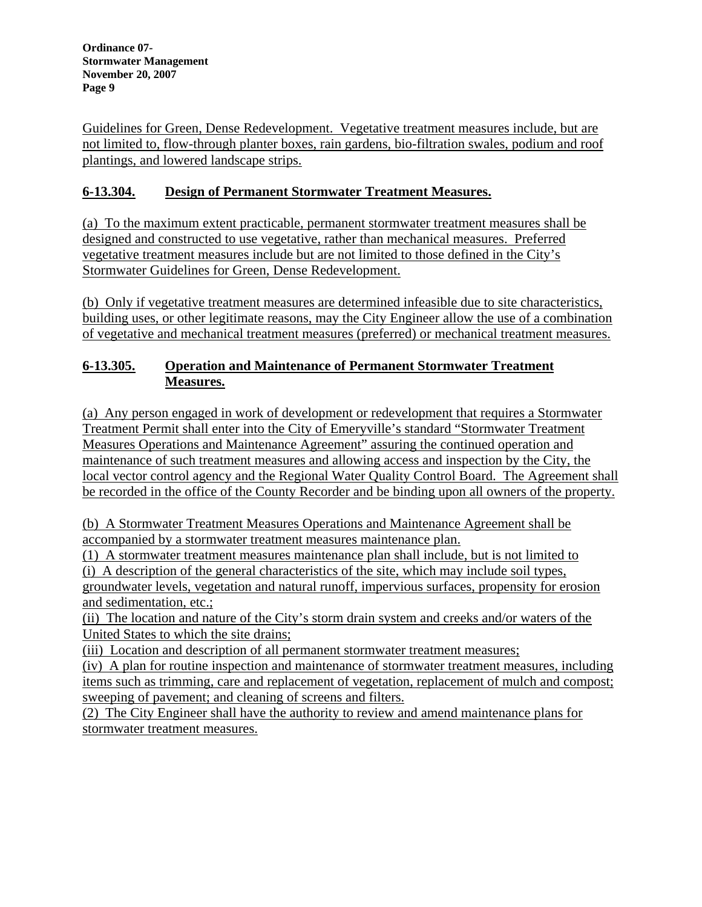Guidelines for Green, Dense Redevelopment. Vegetative treatment measures include, but are not limited to, flow-through planter boxes, rain gardens, bio-filtration swales, podium and roof plantings, and lowered landscape strips.

## 6-13.304. Design of Permanent Stormwater Treatment Measures.

(a) To the maximum extent practicable, permanent stormwater treatment measures shall be designed and constructed to use vegetative, rather than mechanical measures. Preferred vegetative treatment measures include but are not limited to those defined in the City's Stormwater Guidelines for Green, Dense Redevelopment.

(b) Only if vegetative treatment measures are determined infeasible due to site characteristics, building uses, or other legitimate reasons, may the City Engineer allow the use of a combination of vegetative and mechanical treatment measures (preferred) or mechanical treatment measures.

## 6-13.305. Operation and Maintenance of Permanent Stormwater Treatment Measures.

(a) Any person engaged in work of development or redevelopment that requires a Stormwater Treatment Permit shall enter into the City of Emeryville's standard "Stormwater Treatment Measures Operations and Maintenance Agreement" assuring the continued operation and maintenance of such treatment measures and allowing access and inspection by the City, the local vector control agency and the Regional Water Quality Control Board. The Agreement shall be recorded in the office of the County Recorder and be binding upon all owners of the property.

(b) A Stormwater Treatment Measures Operations and Maintenance Agreement shall be accompanied by a stormwater treatment measures maintenance plan.

(1) A stormwater treatment measures maintenance plan shall include, but is not limited to

(i) A description of the general characteristics of the site, which may include soil types, groundwater levels, vegetation and natural runoff, impervious surfaces, propensity for erosion and sedimentation, etc.;

(ii) The location and nature of the City's storm drain system and creeks and/or waters of the United States to which the site drains;

(iii) Location and description of all permanent stormwater treatment measures;

(iv) A plan for routine inspection and maintenance of stormwater treatment measures, including items such as trimming, care and replacement of vegetation, replacement of mulch and compost; sweeping of pavement; and cleaning of screens and filters.

(2) The City Engineer shall have the authority to review and amend maintenance plans for stormwater treatment measures.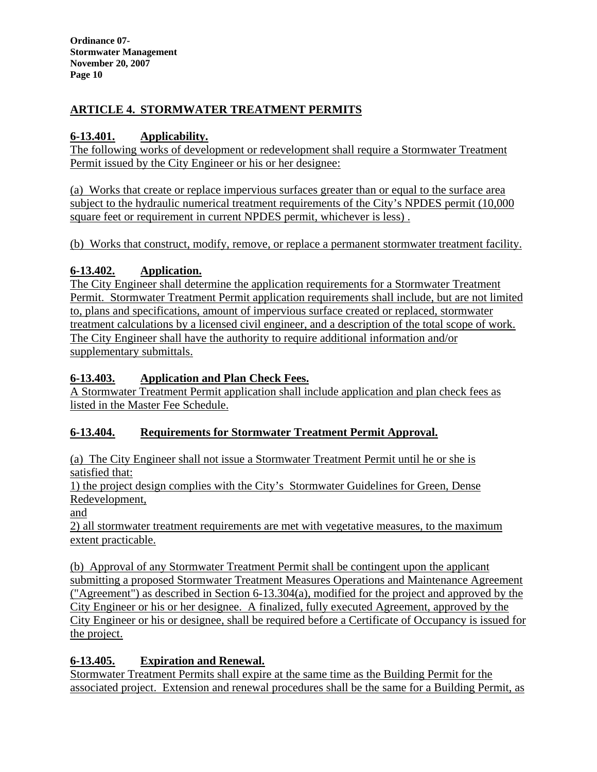## ARTICLE 4. STORMWATER TREATMENT PERMITS

### 6-13.401. Applicability.

The following works of development or redevelopment shall require a Stormwater Treatment Permit issued by the City Engineer or his or her designee:

(a) Works that create or replace impervious surfaces greater than or equal to the surface area subject to the hydraulic numerical treatment requirements of the City's NPDES permit (10,000 square feet or requirement in current NPDES permit, whichever is less) .

(b) Works that construct, modify, remove, or replace a permanent stormwater treatment facility.

### 6-13.402. Application.

The City Engineer shall determine the application requirements for a Stormwater Treatment Permit. Stormwater Treatment Permit application requirements shall include, but are not limited to, plans and specifications, amount of impervious surface created or replaced, stormwater treatment calculations by a licensed civil engineer, and a description of the total scope of work. The City Engineer shall have the authority to require additional information and/or supplementary submittals.

### 6-13.403. Application and Plan Check Fees.

A Stormwater Treatment Permit application shall include application and plan check fees as listed in the Master Fee Schedule.

### 6-13.404. Requirements for Stormwater Treatment Permit Approval.

(a) The City Engineer shall not issue a Stormwater Treatment Permit until he or she is satisfied that:

1) the project design complies with the City's Stormwater Guidelines for Green, Dense Redevelopment,

and

2) all stormwater treatment requirements are met with vegetative measures, to the maximum extent practicable.

(b) Approval of any Stormwater Treatment Permit shall be contingent upon the applicant submitting a proposed Stormwater Treatment Measures Operations and Maintenance Agreement ("Agreement") as described in Section 6-13.304(a), modified for the project and approved by the City Engineer or his or her designee. A finalized, fully executed Agreement, approved by the City Engineer or his or designee, shall be required before a Certificate of Occupancy is issued for the project.

### 6-13.405. Expiration and Renewal.

Stormwater Treatment Permits shall expire at the same time as the Building Permit for the associated project. Extension and renewal procedures shall be the same for a Building Permit, as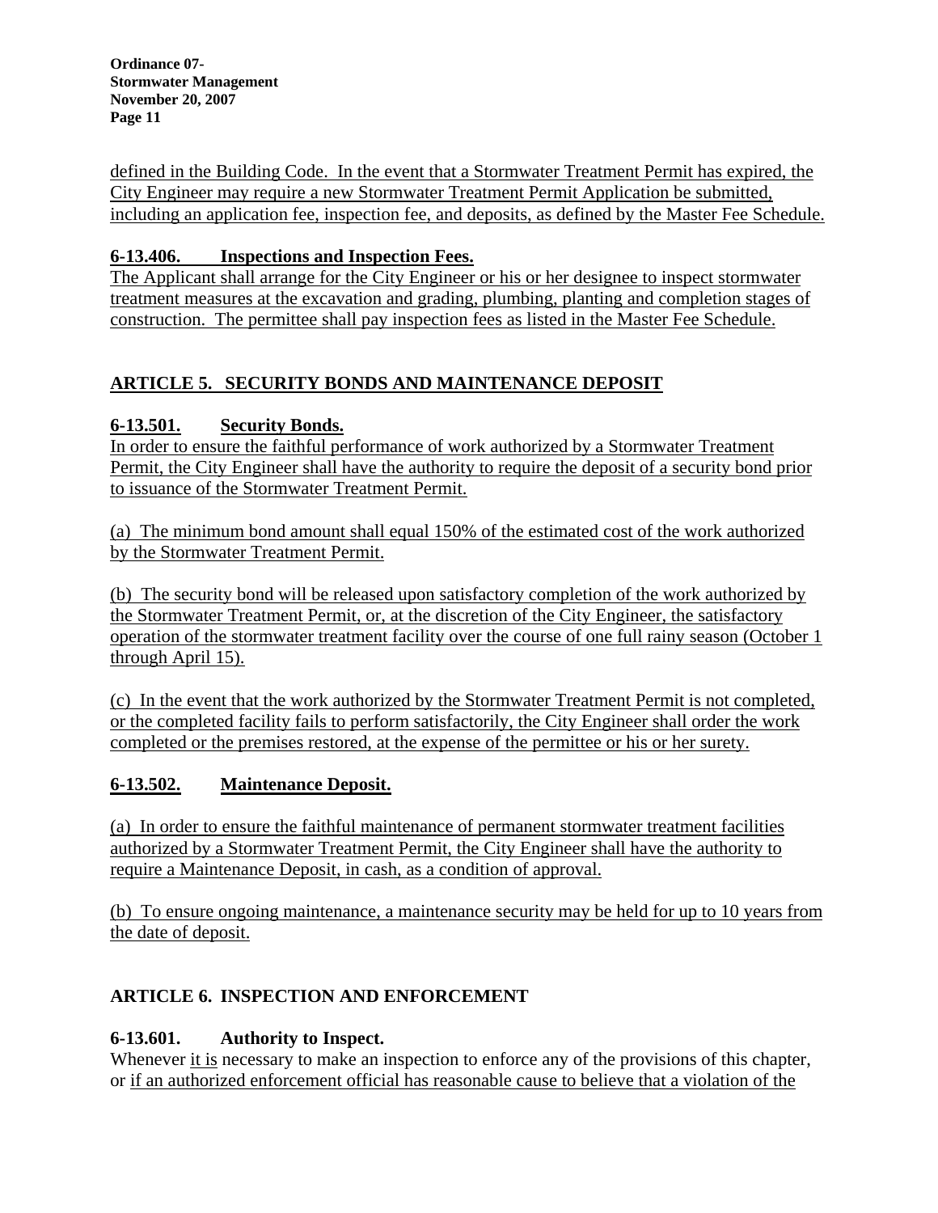defined in the Building Code. In the event that a Stormwater Treatment Permit has expired, the City Engineer may require a new Stormwater Treatment Permit Application be submitted, including an application fee, inspection fee, and deposits, as defined by the Master Fee Schedule.

**6-13.406. Inspections and Inspection Fees.**

The Applicant shall arrange for the City Engineer or his or her designee to inspect stormwater treatment measures at the excavation and grading, plumbing, planting and completion stages of construction. The permittee shall pay inspection fees as listed in the Master Fee Schedule.

## ARTICLE 5. SECURITY BONDS AND MAINTENANCE DEPOSIT

**6-13.501. Security Bonds.**

In order to ensure the faithful performance of work authorized by a Stormwater Treatment Permit, the City Engineer shall have the authority to require the deposit of a security bond prior to issuance of the Stormwater Treatment Permit.

(a) The minimum bond amount shall equal 150% of the estimated cost of the work authorized by the Stormwater Treatment Permit.

(b) The security bond will be released upon satisfactory completion of the work authorized by the Stormwater Treatment Permit, or, at the discretion of the City Engineer, the satisfactory operation of the stormwater treatment facility over the course of one full rainy season (October 1 through April 15).

(c) In the event that the work authorized by the Stormwater Treatment Permit is not completed, or the completed facility fails to perform satisfactorily, the City Engineer shall order the work completed or the premises restored, at the expense of the permittee or his or her surety.

**6-13.502. Maintenance Deposit.**

(a) In order to ensure the faithful maintenance of permanent stormwater treatment facilities authorized by a Stormwater Treatment Permit, the City Engineer shall have the authority to require a Maintenance Deposit, in cash, as a condition of approval.

(b) To ensure ongoing maintenance, a maintenance security may be held for up to 10 years from the date of deposit.

## ARTICLE 6. INSPECTION AND ENFORCEMENT

**6-13.601. Authority to Inspect.**

Whenever it is necessary to make an inspection to enforce any of the provisions of this chapter, or if an authorized enforcement official has reasonable cause to believe that a violation of the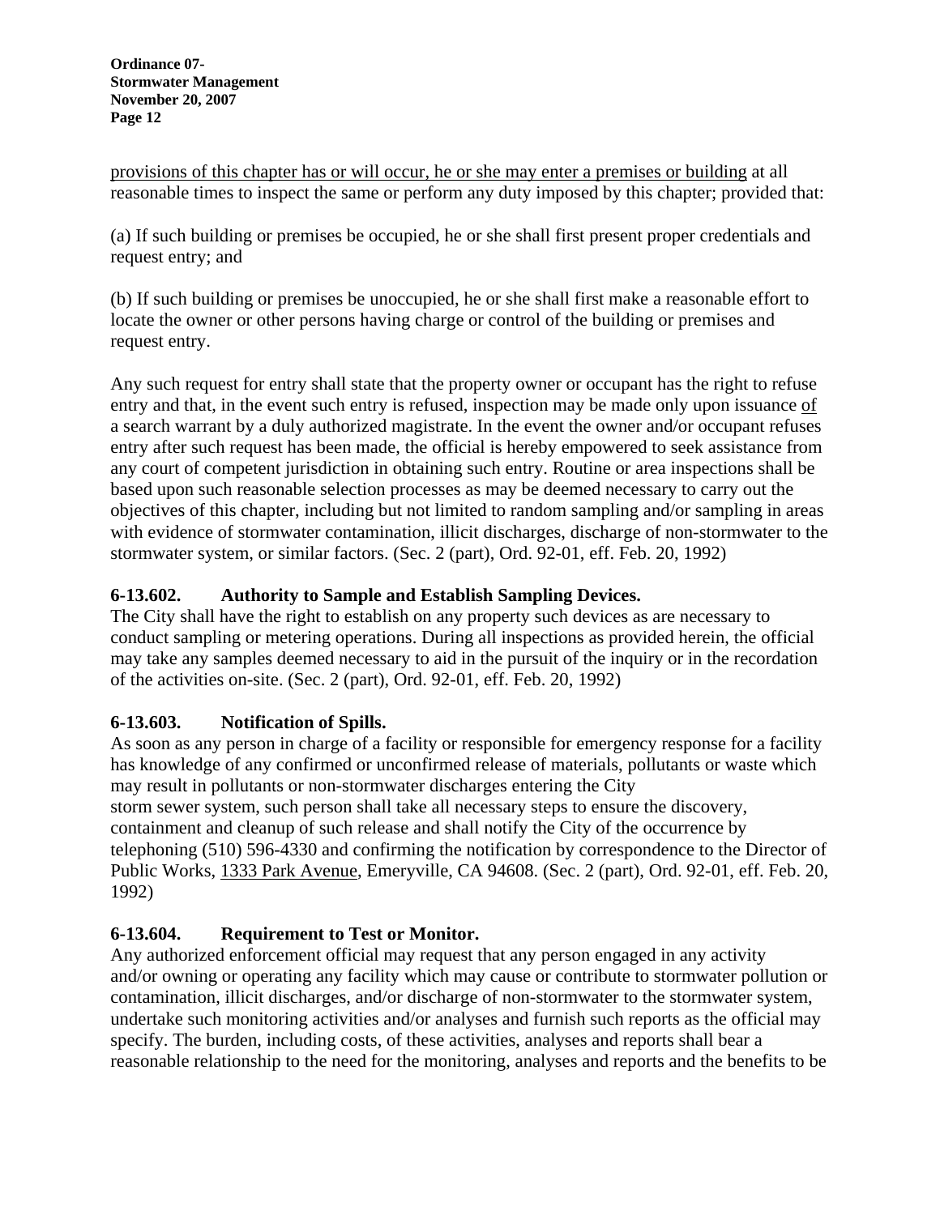provisions of this chapter has or will occur, he or she may enter a premises or building at all reasonable times to inspect the same or perform any duty imposed by this chapter; provided that:

(a) If such building or premises be occupied, he or she shall first present proper credentials and request entry; and

(b) If such building or premises be unoccupied, he or she shall first make a reasonable effort to locate the owner or other persons having charge or control of the building or premises and request entry.

Any such request for entry shall state that the property owner or occupant has the right to refuse entry and that, in the event such entry is refused, inspection may be made only upon issuance of a search warrant by a duly authorized magistrate. In the event the owner and/or occupant refuses entry after such request has been made, the official is hereby empowered to seek assistance from any court of competent jurisdiction in obtaining such entry. Routine or area inspections shall be based upon such reasonable selection processes as may be deemed necessary to carry out the objectives of this chapter, including but not limited to random sampling and/or sampling in areas with evidence of stormwater contamination, illicit discharges, discharge of non-stormwater to the stormwater system, or similar factors. (Sec. 2 (part), Ord. 92-01, eff. Feb. 20, 1992)

**6-13.602. Authority to Sample and Establish Sampling Devices.**
The City shall have the right to establish on any property such devices as are necessary to conduct sampling or metering operations. During all inspections as provided herein, the official may take any samples deemed necessary to aid in the pursuit of the inquiry or in the recordation of the activities on-site. (Sec. 2 (part), Ord. 92-01, eff. Feb. 20, 1992)

**6-13.603. Notification of Spills.**
As soon as any person in charge of a facility or responsible for emergency response for a facility has knowledge of any confirmed or unconfirmed release of materials, pollutants or waste which may result in pollutants or non-stormwater discharges entering the City storm sewer system, such person shall take all necessary steps to ensure the discovery, containment and cleanup of such release and shall notify the City of the occurrence by telephoning (510) 596-4330 and confirming the notification by correspondence to the Director of Public Works, 1333 Park Avenue, Emeryville, CA 94608. (Sec. 2 (part), Ord. 92-01, eff. Feb. 20, 1992)

**6-13.604. Requirement to Test or Monitor.**
Any authorized enforcement official may request that any person engaged in any activity and/or owning or operating any facility which may cause or contribute to stormwater pollution or contamination, illicit discharges, and/or discharge of non-stormwater to the stormwater system, undertake such monitoring activities and/or analyses and furnish such reports as the official may specify. The burden, including costs, of these activities, analyses and reports shall bear a reasonable relationship to the need for the monitoring, analyses and reports and the benefits to be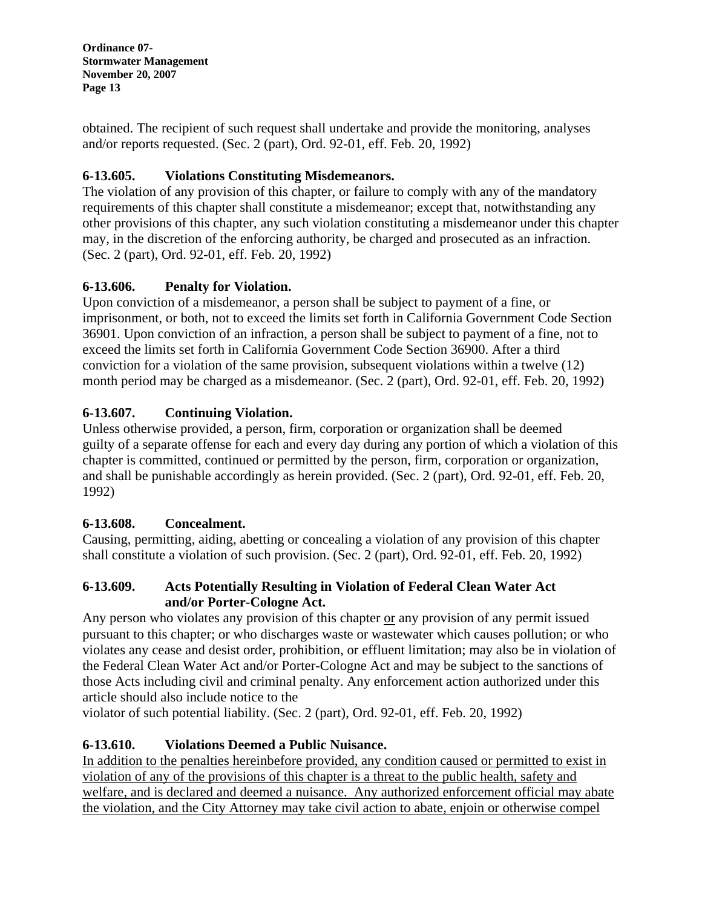obtained. The recipient of such request shall undertake and provide the monitoring, analyses and/or reports requested. (Sec. 2 (part), Ord. 92-01, eff. Feb. 20, 1992)

### 6-13.605. Violations Constituting Misdemeanors.

The violation of any provision of this chapter, or failure to comply with any of the mandatory requirements of this chapter shall constitute a misdemeanor; except that, notwithstanding any other provisions of this chapter, any such violation constituting a misdemeanor under this chapter may, in the discretion of the enforcing authority, be charged and prosecuted as an infraction. (Sec. 2 (part), Ord. 92-01, eff. Feb. 20, 1992)

### 6-13.606. Penalty for Violation.

Upon conviction of a misdemeanor, a person shall be subject to payment of a fine, or imprisonment, or both, not to exceed the limits set forth in California Government Code Section 36901. Upon conviction of an infraction, a person shall be subject to payment of a fine, not to exceed the limits set forth in California Government Code Section 36900. After a third conviction for a violation of the same provision, subsequent violations within a twelve (12) month period may be charged as a misdemeanor. (Sec. 2 (part), Ord. 92-01, eff. Feb. 20, 1992)

### 6-13.607. Continuing Violation.

Unless otherwise provided, a person, firm, corporation or organization shall be deemed guilty of a separate offense for each and every day during any portion of which a violation of this chapter is committed, continued or permitted by the person, firm, corporation or organization, and shall be punishable accordingly as herein provided. (Sec. 2 (part), Ord. 92-01, eff. Feb. 20, 1992)

### 6-13.608. Concealment.

Causing, permitting, aiding, abetting or concealing a violation of any provision of this chapter shall constitute a violation of such provision. (Sec. 2 (part), Ord. 92-01, eff. Feb. 20, 1992)

### 6-13.609. Acts Potentially Resulting in Violation of Federal Clean Water Act and/or Porter-Cologne Act.

Any person who violates any provision of this chapter <u>or</u> any provision of any permit issued pursuant to this chapter; or who discharges waste or wastewater which causes pollution; or who violates any cease and desist order, prohibition, or effluent limitation; may also be in violation of the Federal Clean Water Act and/or Porter-Cologne Act and may be subject to the sanctions of those Acts including civil and criminal penalty. Any enforcement action authorized under this article should also include notice to the violator of such potential liability. (Sec. 2 (part), Ord. 92-01, eff. Feb. 20, 1992)

### 6-13.610. Violations Deemed a Public Nuisance.

<u>In addition to the penalties hereinbefore provided, any condition caused or permitted to exist in violation of any of the provisions of this chapter is a threat to the public health, safety and welfare, and is declared and deemed a nuisance. Any authorized enforcement official may abate the violation, and the City Attorney may take civil action to abate, enjoin or otherwise compel</u>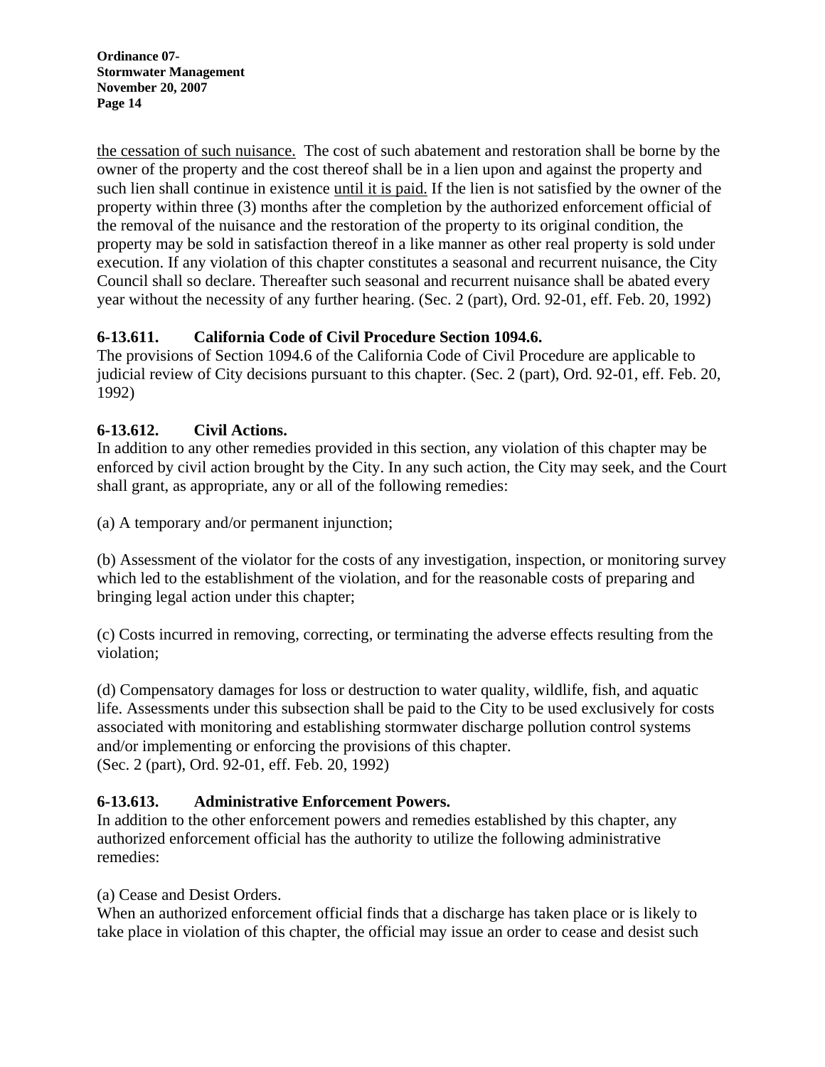the cessation of such nuisance. The cost of such abatement and restoration shall be borne by the owner of the property and the cost thereof shall be in a lien upon and against the property and such lien shall continue in existence until it is paid. If the lien is not satisfied by the owner of the property within three (3) months after the completion by the authorized enforcement official of the removal of the nuisance and the restoration of the property to its original condition, the property may be sold in satisfaction thereof in a like manner as other real property is sold under execution. If any violation of this chapter constitutes a seasonal and recurrent nuisance, the City Council shall so declare. Thereafter such seasonal and recurrent nuisance shall be abated every year without the necessity of any further hearing. (Sec. 2 (part), Ord. 92-01, eff. Feb. 20, 1992)

### 6-13.611. California Code of Civil Procedure Section 1094.6.

The provisions of Section 1094.6 of the California Code of Civil Procedure are applicable to judicial review of City decisions pursuant to this chapter. (Sec. 2 (part), Ord. 92-01, eff. Feb. 20, 1992)

### 6-13.612. Civil Actions.

In addition to any other remedies provided in this section, any violation of this chapter may be enforced by civil action brought by the City. In any such action, the City may seek, and the Court shall grant, as appropriate, any or all of the following remedies:

(a) A temporary and/or permanent injunction;

(b) Assessment of the violator for the costs of any investigation, inspection, or monitoring survey which led to the establishment of the violation, and for the reasonable costs of preparing and bringing legal action under this chapter;

(c) Costs incurred in removing, correcting, or terminating the adverse effects resulting from the violation;

(d) Compensatory damages for loss or destruction to water quality, wildlife, fish, and aquatic life. Assessments under this subsection shall be paid to the City to be used exclusively for costs associated with monitoring and establishing stormwater discharge pollution control systems and/or implementing or enforcing the provisions of this chapter.
(Sec. 2 (part), Ord. 92-01, eff. Feb. 20, 1992)

### 6-13.613. Administrative Enforcement Powers.

In addition to the other enforcement powers and remedies established by this chapter, any authorized enforcement official has the authority to utilize the following administrative remedies:

(a) Cease and Desist Orders.
When an authorized enforcement official finds that a discharge has taken place or is likely to take place in violation of this chapter, the official may issue an order to cease and desist such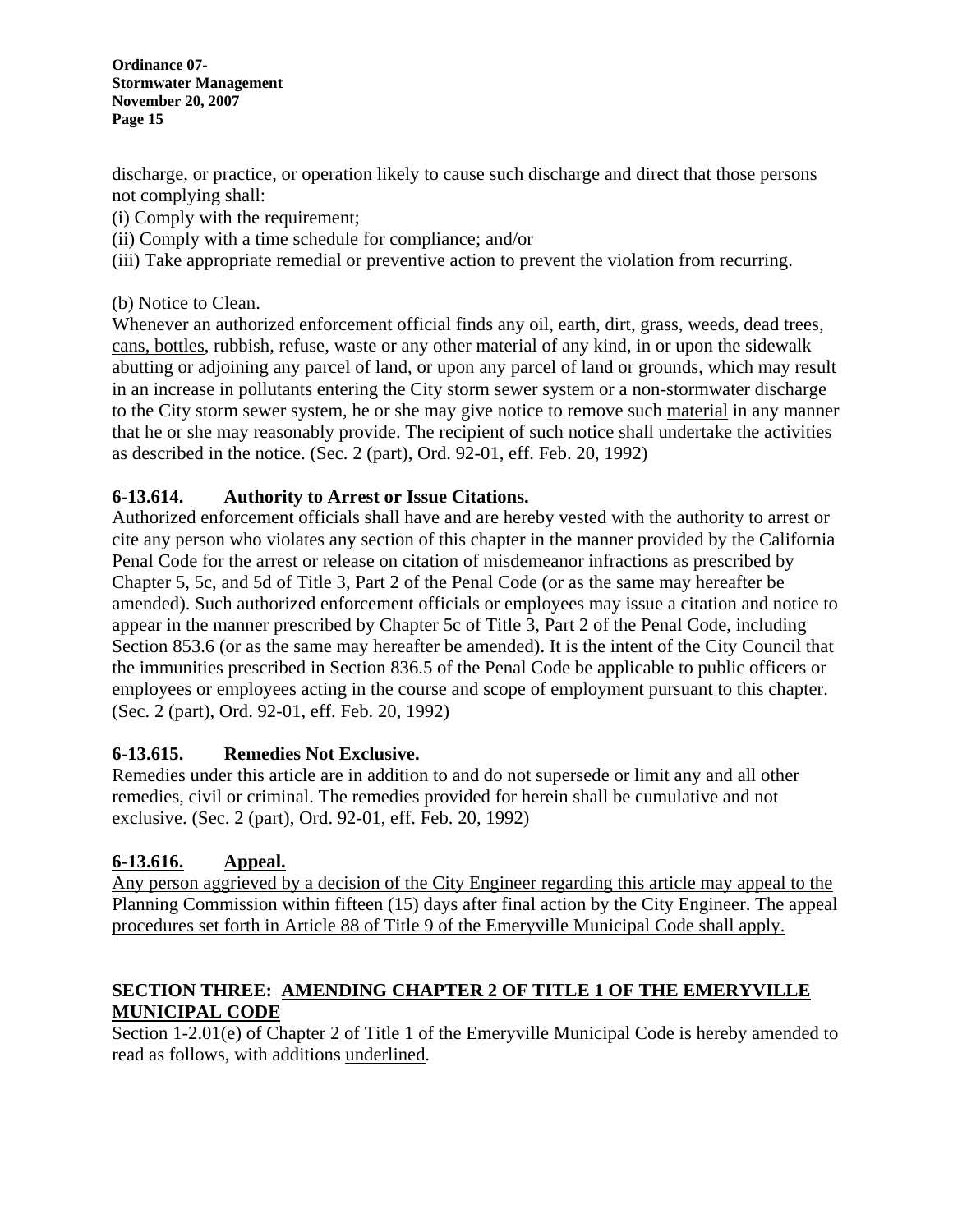discharge, or practice, or operation likely to cause such discharge and direct that those persons not complying shall:

(i) Comply with the requirement;

(ii) Comply with a time schedule for compliance; and/or

(iii) Take appropriate remedial or preventive action to prevent the violation from recurring.

(b) Notice to Clean.

Whenever an authorized enforcement official finds any oil, earth, dirt, grass, weeds, dead trees, <u>cans, bottles</u>, rubbish, refuse, waste or any other material of any kind, in or upon the sidewalk abutting or adjoining any parcel of land, or upon any parcel of land or grounds, which may result in an increase in pollutants entering the City storm sewer system or a non-stormwater discharge to the City storm sewer system, he or she may give notice to remove such <u>material</u> in any manner that he or she may reasonably provide. The recipient of such notice shall undertake the activities as described in the notice. (Sec. 2 (part), Ord. 92-01, eff. Feb. 20, 1992)

**6-13.614. Authority to Arrest or Issue Citations.**

Authorized enforcement officials shall have and are hereby vested with the authority to arrest or cite any person who violates any section of this chapter in the manner provided by the California Penal Code for the arrest or release on citation of misdemeanor infractions as prescribed by Chapter 5, 5c, and 5d of Title 3, Part 2 of the Penal Code (or as the same may hereafter be amended). Such authorized enforcement officials or employees may issue a citation and notice to appear in the manner prescribed by Chapter 5c of Title 3, Part 2 of the Penal Code, including Section 853.6 (or as the same may hereafter be amended). It is the intent of the City Council that the immunities prescribed in Section 836.5 of the Penal Code be applicable to public officers or employees or employees acting in the course and scope of employment pursuant to this chapter. (Sec. 2 (part), Ord. 92-01, eff. Feb. 20, 1992)

**6-13.615. Remedies Not Exclusive.**

Remedies under this article are in addition to and do not supersede or limit any and all other remedies, civil or criminal. The remedies provided for herein shall be cumulative and not exclusive. (Sec. 2 (part), Ord. 92-01, eff. Feb. 20, 1992)

**<u>6-13.616. Appeal.</u>**

<u>Any person aggrieved by a decision of the City Engineer regarding this article may appeal to the Planning Commission within fifteen (15) days after final action by the City Engineer. The appeal procedures set forth in Article 88 of Title 9 of the Emeryville Municipal Code shall apply.</u>

**SECTION THREE: <u>AMENDING CHAPTER 2 OF TITLE 1 OF THE EMERYVILLE MUNICIPAL CODE</u>**

Section 1-2.01(e) of Chapter 2 of Title 1 of the Emeryville Municipal Code is hereby amended to read as follows, with additions <u>underlined</u>.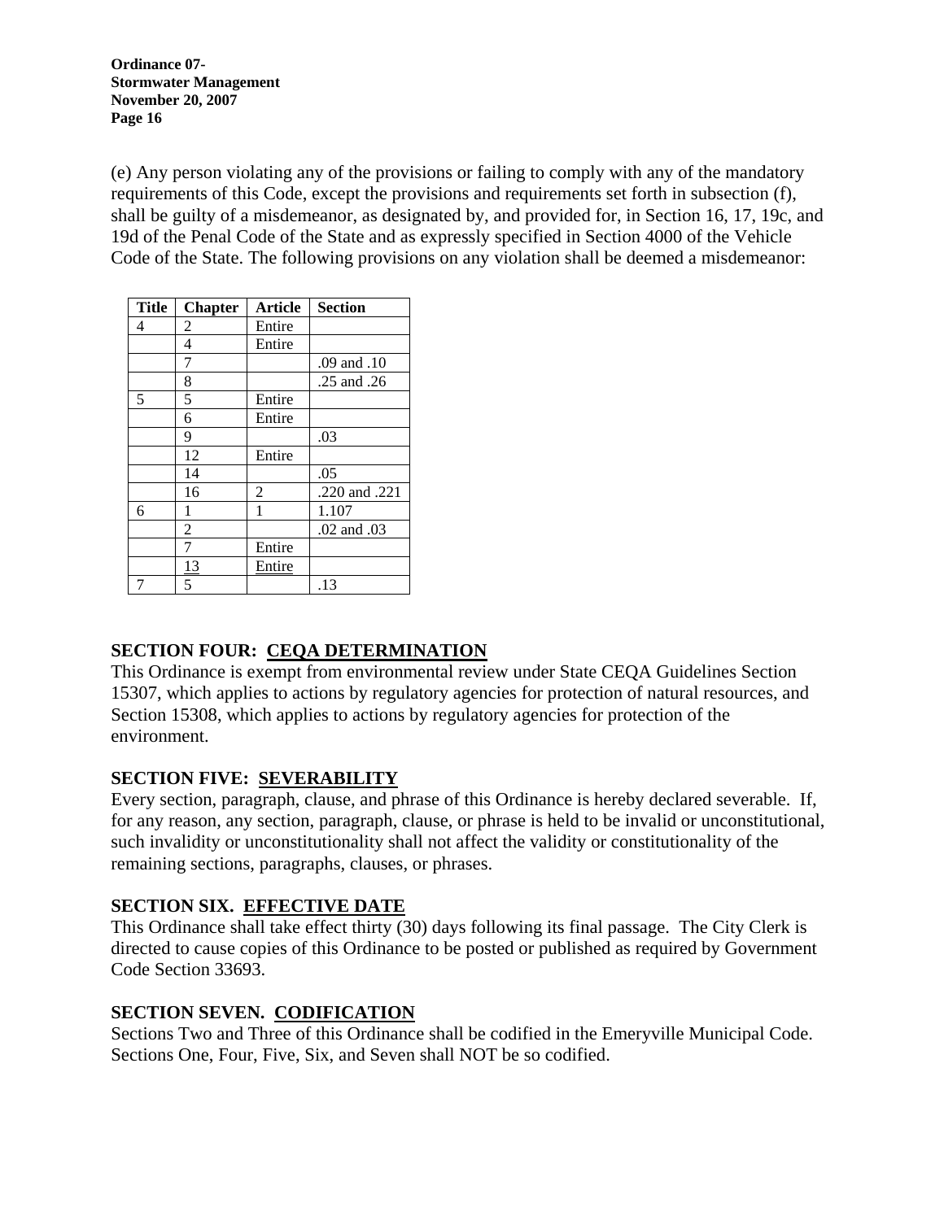(e) Any person violating any of the provisions or failing to comply with any of the mandatory requirements of this Code, except the provisions and requirements set forth in subsection (f), shall be guilty of a misdemeanor, as designated by, and provided for, in Section 16, 17, 19c, and 19d of the Penal Code of the State and as expressly specified in Section 4000 of the Vehicle Code of the State. The following provisions on any violation shall be deemed a misdemeanor:

| Title | Chapter | Article | Section |
|---|---|---|---|
| 4 | 2 | Entire | |
| | 4 | Entire | |
| | 7 | | .09 and .10 |
| | 8 | | .25 and .26 |
| 5 | 5 | Entire | |
| | 6 | Entire | |
| | 9 | | .03 |
| | 12 | Entire | |
| | 14 | | .05 |
| | 16 | 2 | .220 and .221 |
| 6 | 1 | 1 | 1.107 |
| | 2 | | .02 and .03 |
| | 7 | Entire | |
| | <u>13</u> | <u>Entire</u> | |
| 7 | 5 | | .13 |

## SECTION FOUR: <u>CEQA DETERMINATION</u>

This Ordinance is exempt from environmental review under State CEQA Guidelines Section 15307, which applies to actions by regulatory agencies for protection of natural resources, and Section 15308, which applies to actions by regulatory agencies for protection of the environment.

## SECTION FIVE: <u>SEVERABILITY</u>

Every section, paragraph, clause, and phrase of this Ordinance is hereby declared severable. If, for any reason, any section, paragraph, clause, or phrase is held to be invalid or unconstitutional, such invalidity or unconstitutionality shall not affect the validity or constitutionality of the remaining sections, paragraphs, clauses, or phrases.

## SECTION SIX. <u>EFFECTIVE DATE</u>

This Ordinance shall take effect thirty (30) days following its final passage. The City Clerk is directed to cause copies of this Ordinance to be posted or published as required by Government Code Section 33693.

## SECTION SEVEN. <u>CODIFICATION</u>

Sections Two and Three of this Ordinance shall be codified in the Emeryville Municipal Code. Sections One, Four, Five, Six, and Seven shall NOT be so codified.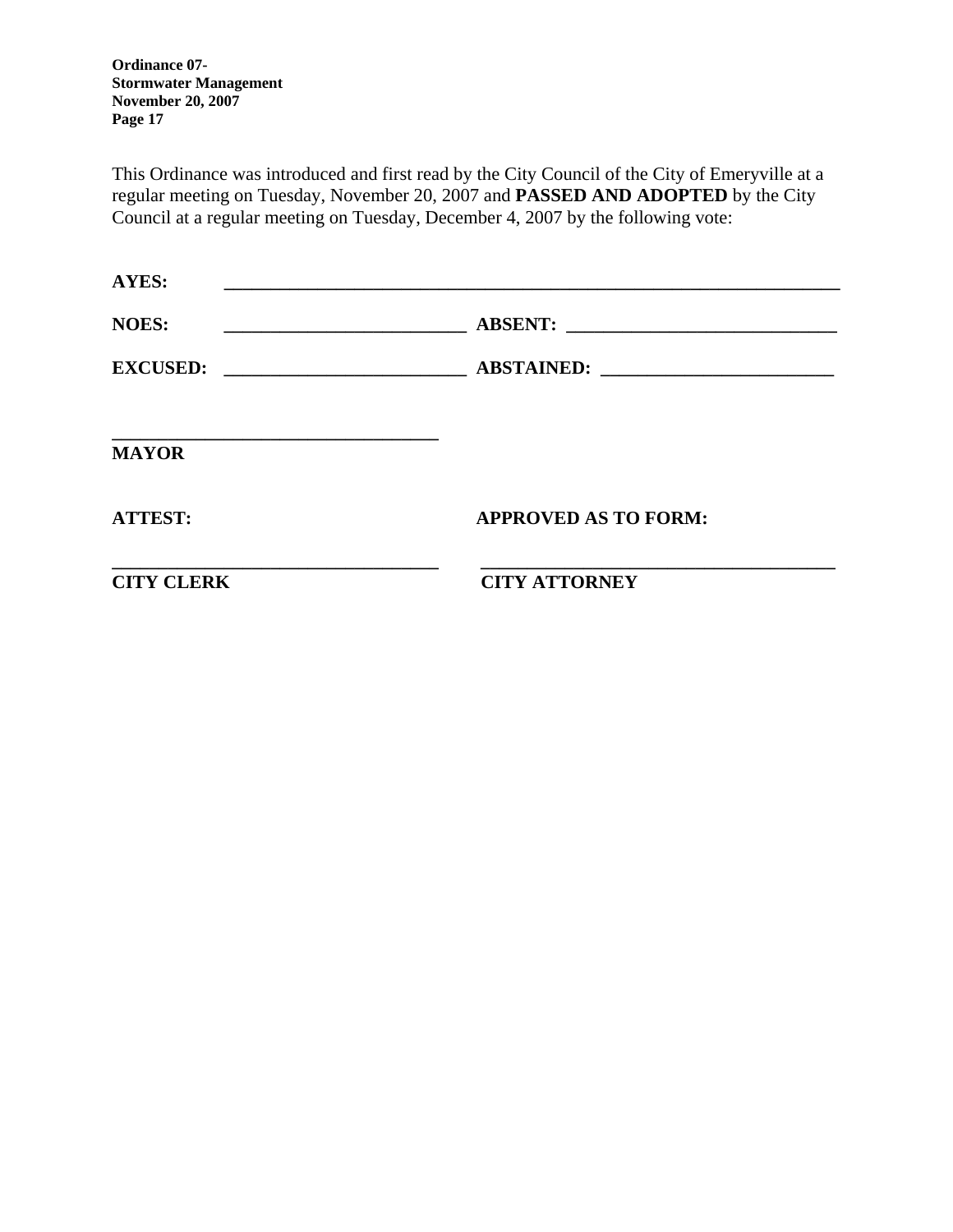This Ordinance was introduced and first read by the City Council of the City of Emeryville at a regular meeting on Tuesday, November 20, 2007 and **PASSED AND ADOPTED** by the City Council at a regular meeting on Tuesday, December 4, 2007 by the following vote:

**AYES:** ______________________________________________

**NOES:** ______________________ **ABSENT:** ______________________

**EXCUSED:** ______________________ **ABSTAINED:** ______________________

______________________________
**MAYOR**

**ATTEST:** **APPROVED AS TO FORM:**

______________________________ ______________________________
**CITY CLERK** **CITY ATTORNEY**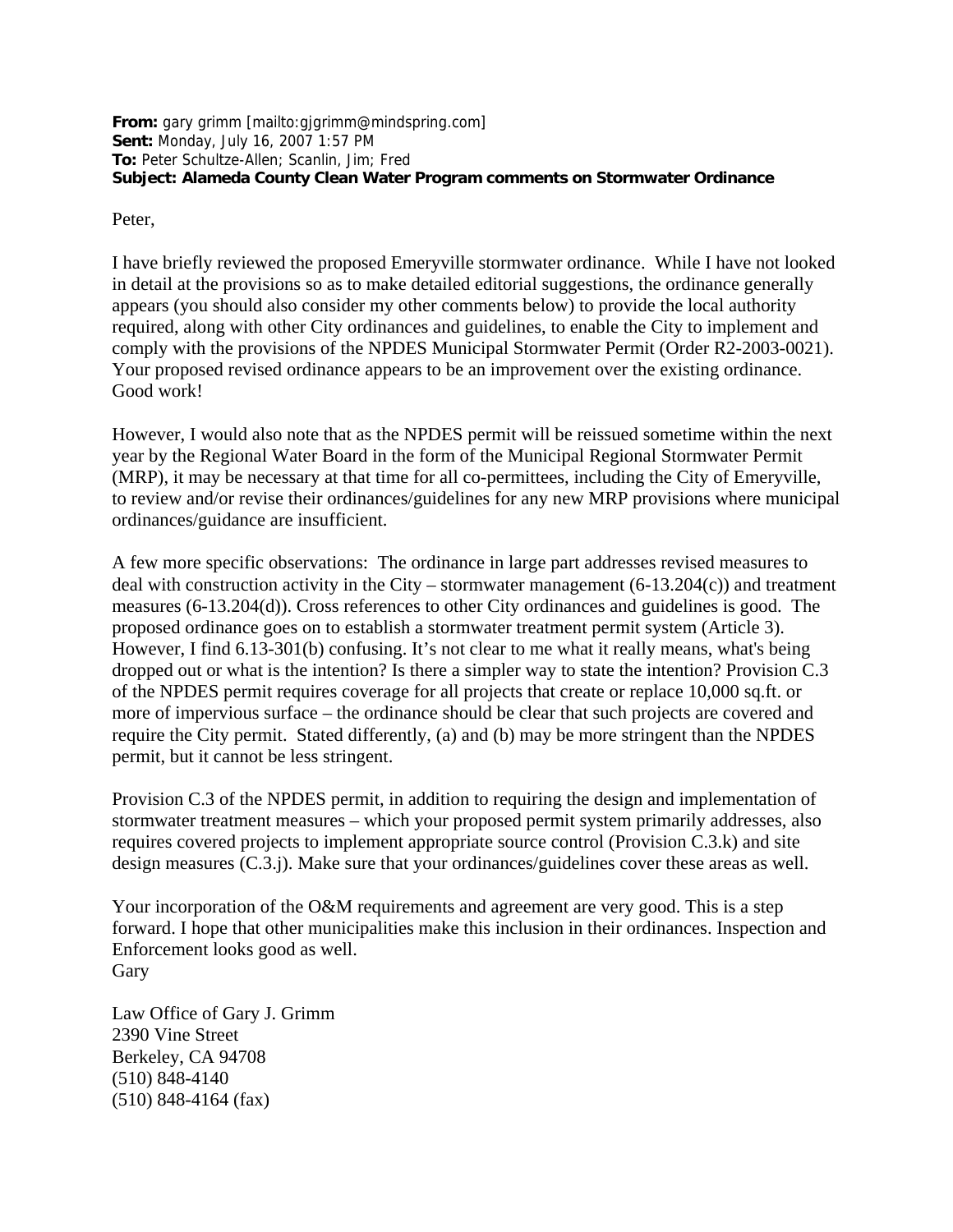**From:** gary grimm [mailto:gjgrimm@mindspring.com]
**Sent:** Monday, July 16, 2007 1:57 PM
**To:** Peter Schultze-Allen; Scanlin, Jim; Fred
**Subject: Alameda County Clean Water Program comments on Stormwater Ordinance**

Peter,

I have briefly reviewed the proposed Emeryville stormwater ordinance. While I have not looked in detail at the provisions so as to make detailed editorial suggestions, the ordinance generally appears (you should also consider my other comments below) to provide the local authority required, along with other City ordinances and guidelines, to enable the City to implement and comply with the provisions of the NPDES Municipal Stormwater Permit (Order R2-2003-0021). Your proposed revised ordinance appears to be an improvement over the existing ordinance. Good work!

However, I would also note that as the NPDES permit will be reissued sometime within the next year by the Regional Water Board in the form of the Municipal Regional Stormwater Permit (MRP), it may be necessary at that time for all co-permittees, including the City of Emeryville, to review and/or revise their ordinances/guidelines for any new MRP provisions where municipal ordinances/guidance are insufficient.

A few more specific observations: The ordinance in large part addresses revised measures to deal with construction activity in the City – stormwater management (6-13.204(c)) and treatment measures (6-13.204(d)). Cross references to other City ordinances and guidelines is good. The proposed ordinance goes on to establish a stormwater treatment permit system (Article 3). However, I find 6.13-301(b) confusing. It's not clear to me what it really means, what's being dropped out or what is the intention? Is there a simpler way to state the intention? Provision C.3 of the NPDES permit requires coverage for all projects that create or replace 10,000 sq.ft. or more of impervious surface – the ordinance should be clear that such projects are covered and require the City permit. Stated differently, (a) and (b) may be more stringent than the NPDES permit, but it cannot be less stringent.

Provision C.3 of the NPDES permit, in addition to requiring the design and implementation of stormwater treatment measures – which your proposed permit system primarily addresses, also requires covered projects to implement appropriate source control (Provision C.3.k) and site design measures (C.3.j). Make sure that your ordinances/guidelines cover these areas as well.

Your incorporation of the O&M requirements and agreement are very good. This is a step forward. I hope that other municipalities make this inclusion in their ordinances. Inspection and Enforcement looks good as well.
Gary

Law Office of Gary J. Grimm
2390 Vine Street
Berkeley, CA 94708
(510) 848-4140
(510) 848-4164 (fax)